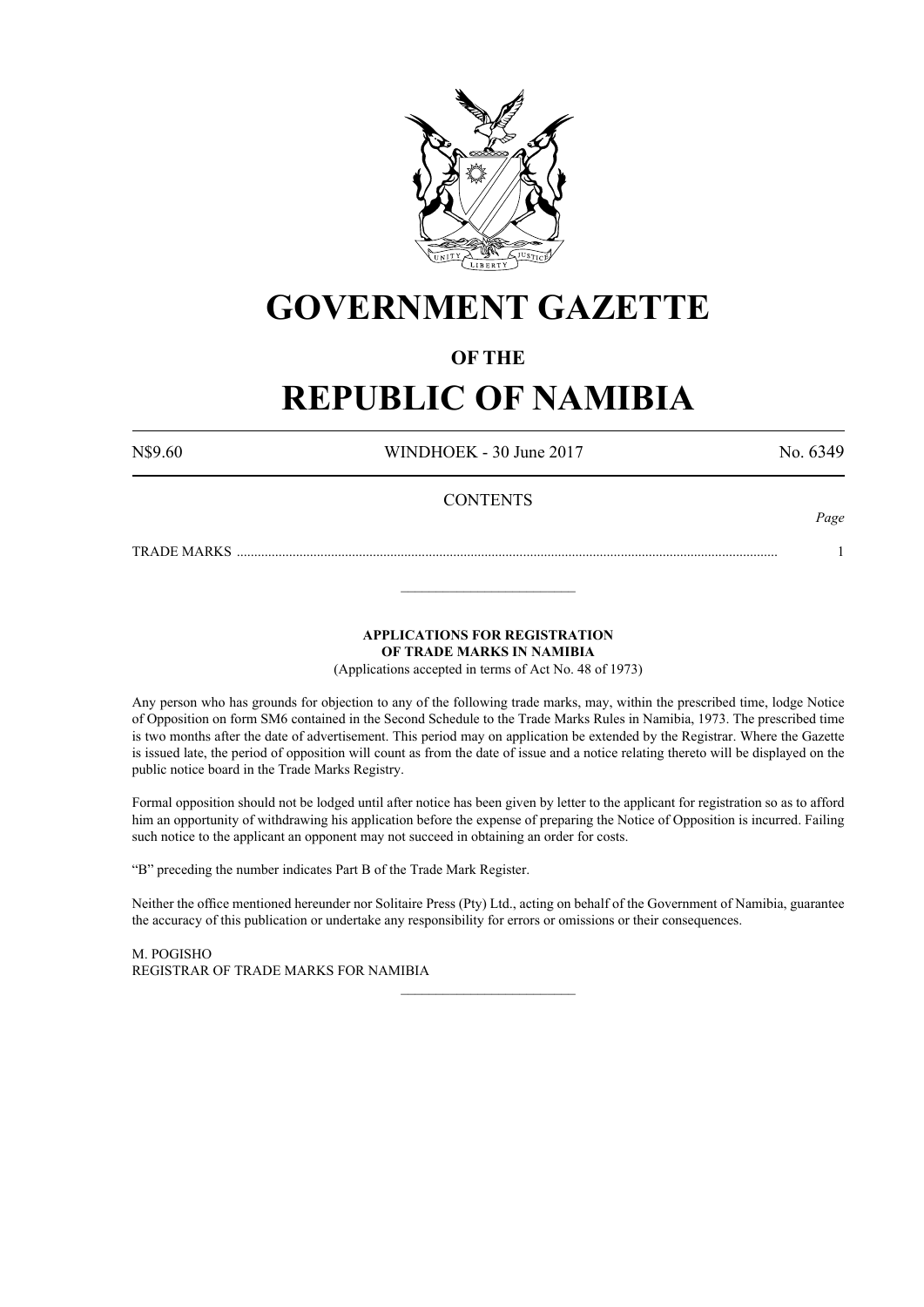# GOVERNMENT GAZETTE

## OF THE

# REPUBLIC OF NAMIBIA

N$9.60 WINDHOEK - 30 June 2017 No. 6349

**CONTENTS**

*Page*

TRADE MARKS .......................................................................................................................................................... 1

---

**APPLICATIONS FOR REGISTRATION OF TRADE MARKS IN NAMIBIA**

(Applications accepted in terms of Act No. 48 of 1973)

Any person who has grounds for objection to any of the following trade marks, may, within the prescribed time, lodge Notice of Opposition on form SM6 contained in the Second Schedule to the Trade Marks Rules in Namibia, 1973. The prescribed time is two months after the date of advertisement. This period may on application be extended by the Registrar. Where the Gazette is issued late, the period of opposition will count as from the date of issue and a notice relating thereto will be displayed on the public notice board in the Trade Marks Registry.

Formal opposition should not be lodged until after notice has been given by letter to the applicant for registration so as to afford him an opportunity of withdrawing his application before the expense of preparing the Notice of Opposition is incurred. Failing such notice to the applicant an opponent may not succeed in obtaining an order for costs.

"B" preceding the number indicates Part B of the Trade Mark Register.

Neither the office mentioned hereunder nor Solitaire Press (Pty) Ltd., acting on behalf of the Government of Namibia, guarantee the accuracy of this publication or undertake any responsibility for errors or omissions or their consequences.

M. POGISHO
REGISTRAR OF TRADE MARKS FOR NAMIBIA

---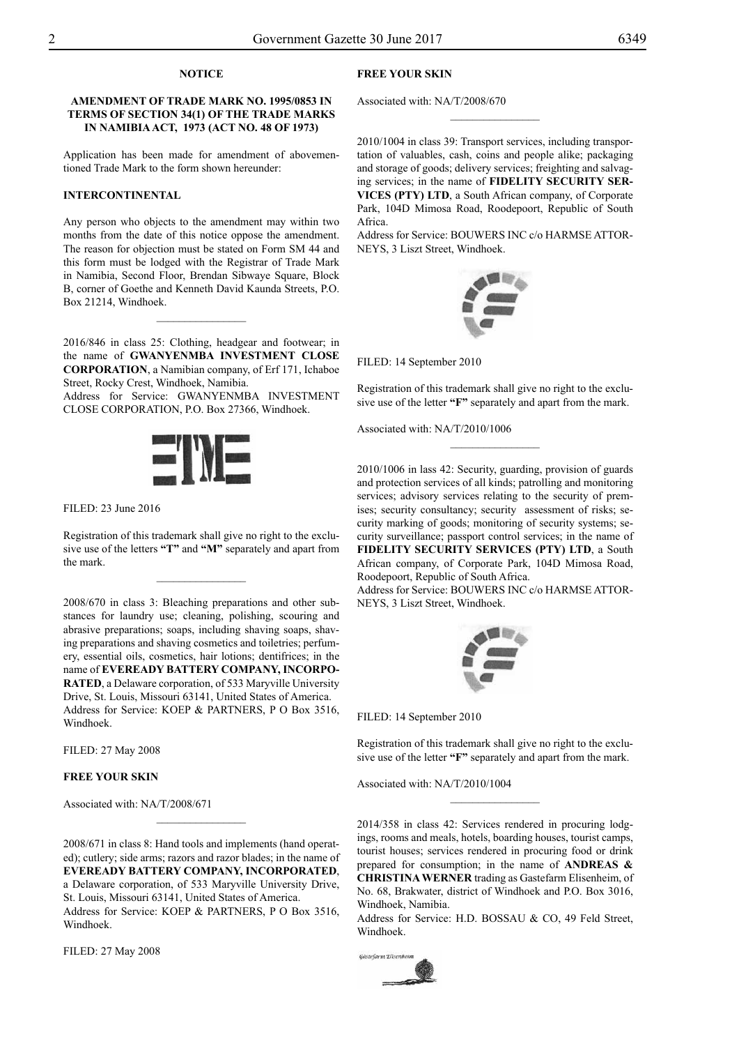**NOTICE**

**AMENDMENT OF TRADE MARK NO. 1995/0853 IN TERMS OF SECTION 34(1) OF THE TRADE MARKS IN NAMIBIA ACT, 1973 (ACT NO. 48 OF 1973)**

Application has been made for amendment of abovementioned Trade Mark to the form shown hereunder:

**INTERCONTINENTAL**

Any person who objects to the amendment may within two months from the date of this notice oppose the amendment. The reason for objection must be stated on Form SM 44 and this form must be lodged with the Registrar of Trade Mark in Namibia, Second Floor, Brendan Sibwaye Square, Block B, corner of Goethe and Kenneth David Kaunda Streets, P.O. Box 21214, Windhoek.

---

2016/846 in class 25: Clothing, headgear and footwear; in the name of **GWANYENMBA INVESTMENT CLOSE CORPORATION**, a Namibian company, of Erf 171, Ichaboe Street, Rocky Crest, Windhoek, Namibia.
Address for Service: GWANYENMBA INVESTMENT CLOSE CORPORATION, P.O. Box 27366, Windhoek.

FILED: 23 June 2016

Registration of this trademark shall give no right to the exclusive use of the letters **"T"** and **"M"** separately and apart from the mark.

---

2008/670 in class 3: Bleaching preparations and other substances for laundry use; cleaning, polishing, scouring and abrasive preparations; soaps, including shaving soaps, shaving preparations and shaving cosmetics and toiletries; perfumery, essential oils, cosmetics, hair lotions; dentifrices; in the name of **EVEREADY BATTERY COMPANY, INCORPORATED**, a Delaware corporation, of 533 Maryville University Drive, St. Louis, Missouri 63141, United States of America.
Address for Service: KOEP & PARTNERS, P O Box 3516, Windhoek.

FILED: 27 May 2008

**FREE YOUR SKIN**

Associated with: NA/T/2008/671

---

2008/671 in class 8: Hand tools and implements (hand operated); cutlery; side arms; razors and razor blades; in the name of **EVEREADY BATTERY COMPANY, INCORPORATED**, a Delaware corporation, of 533 Maryville University Drive, St. Louis, Missouri 63141, United States of America.
Address for Service: KOEP & PARTNERS, P O Box 3516, Windhoek.

FILED: 27 May 2008

**FREE YOUR SKIN**

Associated with: NA/T/2008/670

---

2010/1004 in class 39: Transport services, including transportation of valuables, cash, coins and people alike; packaging and storage of goods; delivery services; freighting and salvaging services; in the name of **FIDELITY SECURITY SERVICES (PTY) LTD**, a South African company, of Corporate Park, 104D Mimosa Road, Roodepoort, Republic of South Africa.
Address for Service: BOUWERS INC c/o HARMSE ATTORNEYS, 3 Liszt Street, Windhoek.

FILED: 14 September 2010

Registration of this trademark shall give no right to the exclusive use of the letter **"F"** separately and apart from the mark.

Associated with: NA/T/2010/1006

---

2010/1006 in lass 42: Security, guarding, provision of guards and protection services of all kinds; patrolling and monitoring services; advisory services relating to the security of premises; security consultancy; security assessment of risks; security marking of goods; monitoring of security systems; security surveillance; passport control services; in the name of **FIDELITY SECURITY SERVICES (PTY) LTD**, a South African company, of Corporate Park, 104D Mimosa Road, Roodepoort, Republic of South Africa.
Address for Service: BOUWERS INC c/o HARMSE ATTORNEYS, 3 Liszt Street, Windhoek.

FILED: 14 September 2010

Registration of this trademark shall give no right to the exclusive use of the letter **"F"** separately and apart from the mark.

Associated with: NA/T/2010/1004

---

2014/358 in class 42: Services rendered in procuring lodgings, rooms and meals, hotels, boarding houses, tourist camps, tourist houses; services rendered in procuring food or drink prepared for consumption; in the name of **ANDREAS & CHRISTINA WERNER** trading as Gastefarm Elisenheim, of No. 68, Brakwater, district of Windhoek and P.O. Box 3016, Windhoek, Namibia.
Address for Service: H.D. BOSSAU & CO, 49 Feld Street, Windhoek.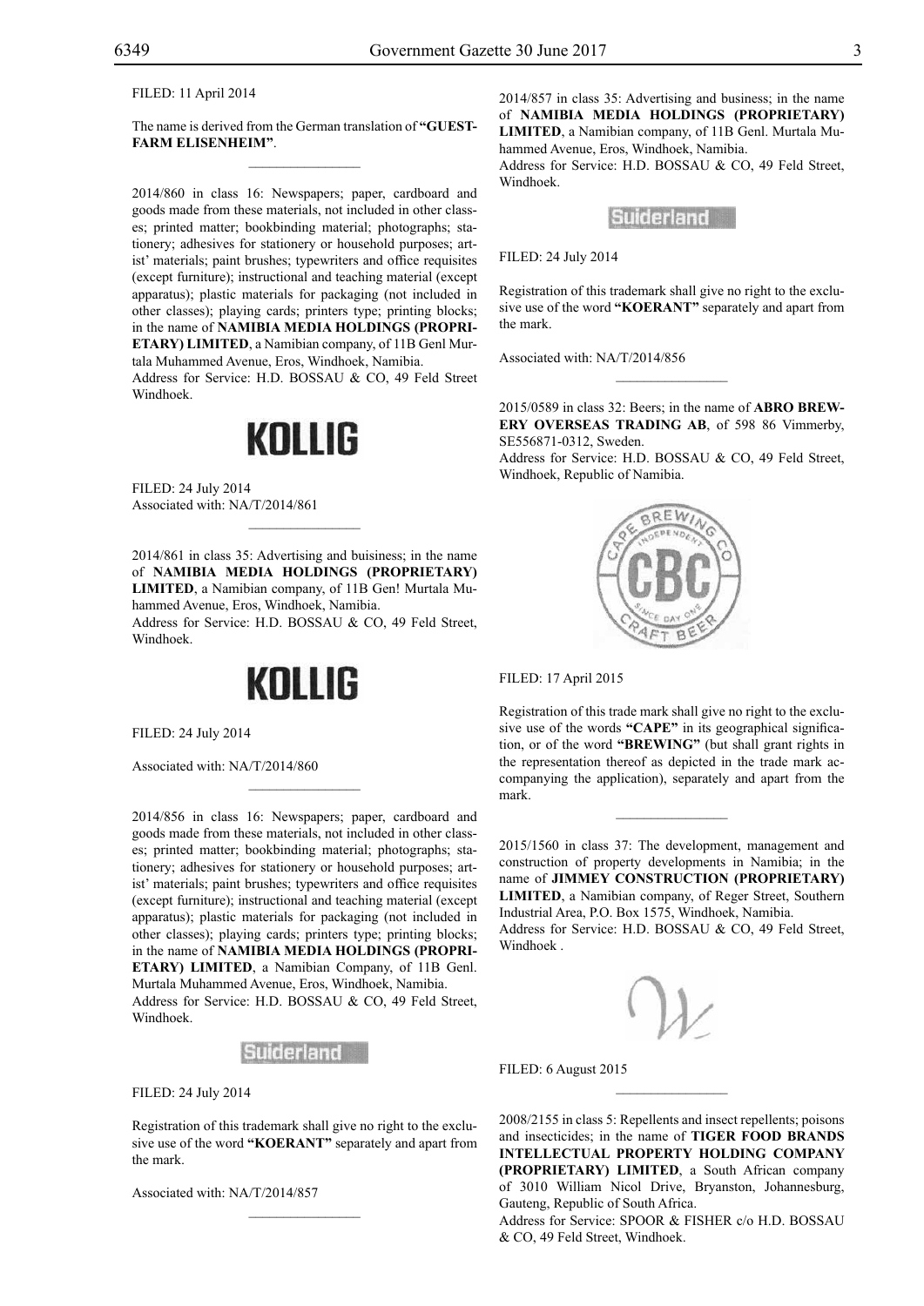FILED: 11 April 2014

The name is derived from the German translation of **"GUEST-FARM ELISENHEIM"**.

---

2014/860 in class 16: Newspapers; paper, cardboard and goods made from these materials, not included in other classes; printed matter; bookbinding material; photographs; stationery; adhesives for stationery or household purposes; artist' materials; paint brushes; typewriters and office requisites (except furniture); instructional and teaching material (except apparatus); plastic materials for packaging (not included in other classes); playing cards; printers type; printing blocks; in the name of **NAMIBIA MEDIA HOLDINGS (PROPRIETARY) LIMITED**, a Namibian company, of 11B Genl Murtala Muhammed Avenue, Eros, Windhoek, Namibia.
Address for Service: H.D. BOSSAU & CO, 49 Feld Street Windhoek.

**KOLLIG**

FILED: 24 July 2014
Associated with: NA/T/2014/861

---

2014/861 in class 35: Advertising and buisiness; in the name of **NAMIBIA MEDIA HOLDINGS (PROPRIETARY) LIMITED**, a Namibian company, of 11B Gen! Murtala Muhammed Avenue, Eros, Windhoek, Namibia.
Address for Service: H.D. BOSSAU & CO, 49 Feld Street, Windhoek.

**KOLLIG**

FILED: 24 July 2014

Associated with: NA/T/2014/860

---

2014/856 in class 16: Newspapers; paper, cardboard and goods made from these materials, not included in other classes; printed matter; bookbinding material; photographs; stationery; adhesives for stationery or household purposes; artist' materials; paint brushes; typewriters and office requisites (except furniture); instructional and teaching material (except apparatus); plastic materials for packaging (not included in other classes); playing cards; printers type; printing blocks; in the name of **NAMIBIA MEDIA HOLDINGS (PROPRIETARY) LIMITED**, a Namibian Company, of 11B Genl. Murtala Muhammed Avenue, Eros, Windhoek, Namibia.
Address for Service: H.D. BOSSAU & CO, 49 Feld Street, Windhoek.

**Suiderland**

FILED: 24 July 2014

Registration of this trademark shall give no right to the exclusive use of the word **"KOERANT"** separately and apart from the mark.

Associated with: NA/T/2014/857

---

2014/857 in class 35: Advertising and business; in the name of **NAMIBIA MEDIA HOLDINGS (PROPRIETARY) LIMITED**, a Namibian company, of 11B Genl. Murtala Muhammed Avenue, Eros, Windhoek, Namibia.
Address for Service: H.D. BOSSAU & CO, 49 Feld Street, Windhoek.

**Suiderland**

FILED: 24 July 2014

Registration of this trademark shall give no right to the exclusive use of the word **"KOERANT"** separately and apart from the mark.

Associated with: NA/T/2014/856

---

2015/0589 in class 32: Beers; in the name of **ABRO BREWERY OVERSEAS TRADING AB**, of 598 86 Vimmerby, SE556871-0312, Sweden.
Address for Service: H.D. BOSSAU & CO, 49 Feld Street, Windhoek, Republic of Namibia.

CAPE BREWING CO INDEPENDENT CBC SINCE DAY ONE CRAFT BEER

FILED: 17 April 2015

Registration of this trade mark shall give no right to the exclusive use of the words **"CAPE"** in its geographical signification, or of the word **"BREWING"** (but shall grant rights in the representation thereof as depicted in the trade mark accompanying the application), separately and apart from the mark.

---

2015/1560 in class 37: The development, management and construction of property developments in Namibia; in the name of **JIMMEY CONSTRUCTION (PROPRIETARY) LIMITED**, a Namibian company, of Reger Street, Southern Industrial Area, P.O. Box 1575, Windhoek, Namibia.
Address for Service: H.D. BOSSAU & CO, 49 Feld Street, Windhoek .

FILED: 6 August 2015

---

2008/2155 in class 5: Repellents and insect repellents; poisons and insecticides; in the name of **TIGER FOOD BRANDS INTELLECTUAL PROPERTY HOLDING COMPANY (PROPRIETARY) LIMITED**, a South African company of 3010 William Nicol Drive, Bryanston, Johannesburg, Gauteng, Republic of South Africa.
Address for Service: SPOOR & FISHER c/o H.D. BOSSAU & CO, 49 Feld Street, Windhoek.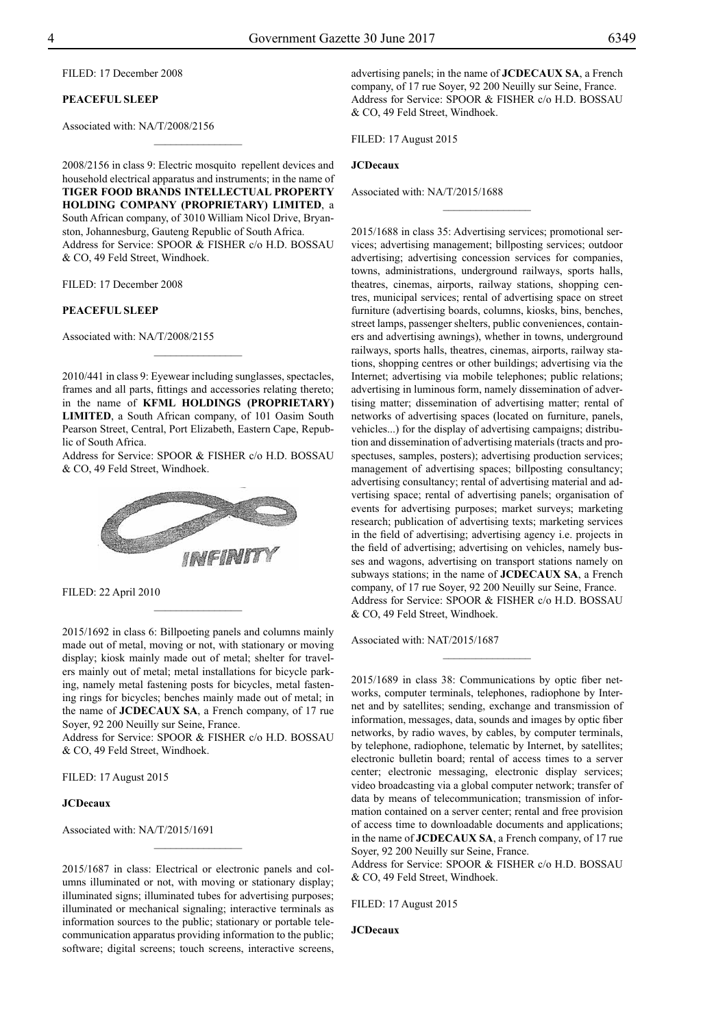FILED: 17 December 2008

**PEACEFUL SLEEP**

Associated with: NA/T/2008/2156

\_\_\_\_\_\_\_\_\_\_\_\_\_\_\_\_

2008/2156 in class 9: Electric mosquito repellent devices and household electrical apparatus and instruments; in the name of **TIGER FOOD BRANDS INTELLECTUAL PROPERTY HOLDING COMPANY (PROPRIETARY) LIMITED**, a South African company, of 3010 William Nicol Drive, Bryanston, Johannesburg, Gauteng Republic of South Africa.
Address for Service: SPOOR & FISHER c/o H.D. BOSSAU & CO, 49 Feld Street, Windhoek.

FILED: 17 December 2008

**PEACEFUL SLEEP**

Associated with: NA/T/2008/2155

\_\_\_\_\_\_\_\_\_\_\_\_\_\_\_\_

2010/441 in class 9: Eyewear including sunglasses, spectacles, frames and all parts, fittings and accessories relating thereto; in the name of **KFML HOLDINGS (PROPRIETARY) LIMITED**, a South African company, of 101 Oasim South Pearson Street, Central, Port Elizabeth, Eastern Cape, Republic of South Africa.
Address for Service: SPOOR & FISHER c/o H.D. BOSSAU & CO, 49 Feld Street, Windhoek.

INFINITY

FILED: 22 April 2010

\_\_\_\_\_\_\_\_\_\_\_\_\_\_\_\_

2015/1692 in class 6: Billpoeting panels and columns mainly made out of metal, moving or not, with stationary or moving display; kiosk mainly made out of metal; shelter for travelers mainly out of metal; metal installations for bicycle parking, namely metal fastening posts for bicycles, metal fastening rings for bicycles; benches mainly made out of metal; in the name of **JCDECAUX SA**, a French company, of 17 rue Soyer, 92 200 Neuilly sur Seine, France.
Address for Service: SPOOR & FISHER c/o H.D. BOSSAU & CO, 49 Feld Street, Windhoek.

FILED: 17 August 2015

**JCDecaux**

Associated with: NA/T/2015/1691

\_\_\_\_\_\_\_\_\_\_\_\_\_\_\_\_

2015/1687 in class: Electrical or electronic panels and columns illuminated or not, with moving or stationary display; illuminated signs; illuminated tubes for advertising purposes; illuminated or mechanical signaling; interactive terminals as information sources to the public; stationary or portable telecommunication apparatus providing information to the public; software; digital screens; touch screens, interactive screens, advertising panels; in the name of **JCDECAUX SA**, a French company, of 17 rue Soyer, 92 200 Neuilly sur Seine, France.
Address for Service: SPOOR & FISHER c/o H.D. BOSSAU & CO, 49 Feld Street, Windhoek.

FILED: 17 August 2015

**JCDecaux**

Associated with: NA/T/2015/1688

\_\_\_\_\_\_\_\_\_\_\_\_\_\_\_\_

2015/1688 in class 35: Advertising services; promotional services; advertising management; billposting services; outdoor advertising; advertising concession services for companies, towns, administrations, underground railways, sports halls, theatres, cinemas, airports, railway stations, shopping centres, municipal services; rental of advertising space on street furniture (advertising boards, columns, kiosks, bins, benches, street lamps, passenger shelters, public conveniences, containers and advertising awnings), whether in towns, underground railways, sports halls, theatres, cinemas, airports, railway stations, shopping centres or other buildings; advertising via the Internet; advertising via mobile telephones; public relations; advertising in luminous form, namely dissemination of advertising matter; dissemination of advertising matter; rental of networks of advertising spaces (located on furniture, panels, vehicles...) for the display of advertising campaigns; distribution and dissemination of advertising materials (tracts and prospectuses, samples, posters); advertising production services; management of advertising spaces; billposting consultancy; advertising consultancy; rental of advertising material and advertising space; rental of advertising panels; organisation of events for advertising purposes; market surveys; marketing research; publication of advertising texts; marketing services in the field of advertising; advertising agency i.e. projects in the field of advertising; advertising on vehicles, namely busses and wagons, advertising on transport stations namely on subways stations; in the name of **JCDECAUX SA**, a French company, of 17 rue Soyer, 92 200 Neuilly sur Seine, France.
Address for Service: SPOOR & FISHER c/o H.D. BOSSAU & CO, 49 Feld Street, Windhoek.

Associated with: NAT/2015/1687

\_\_\_\_\_\_\_\_\_\_\_\_\_\_\_\_

2015/1689 in class 38: Communications by optic fiber networks, computer terminals, telephones, radiophone by Internet and by satellites; sending, exchange and transmission of information, messages, data, sounds and images by optic fiber networks, by radio waves, by cables, by computer terminals, by telephone, radiophone, telematic by Internet, by satellites; electronic bulletin board; rental of access times to a server center; electronic messaging, electronic display services; video broadcasting via a global computer network; transfer of data by means of telecommunication; transmission of information contained on a server center; rental and free provision of access time to downloadable documents and applications; in the name of **JCDECAUX SA**, a French company, of 17 rue Soyer, 92 200 Neuilly sur Seine, France.
Address for Service: SPOOR & FISHER c/o H.D. BOSSAU & CO, 49 Feld Street, Windhoek.

FILED: 17 August 2015

**JCDecaux**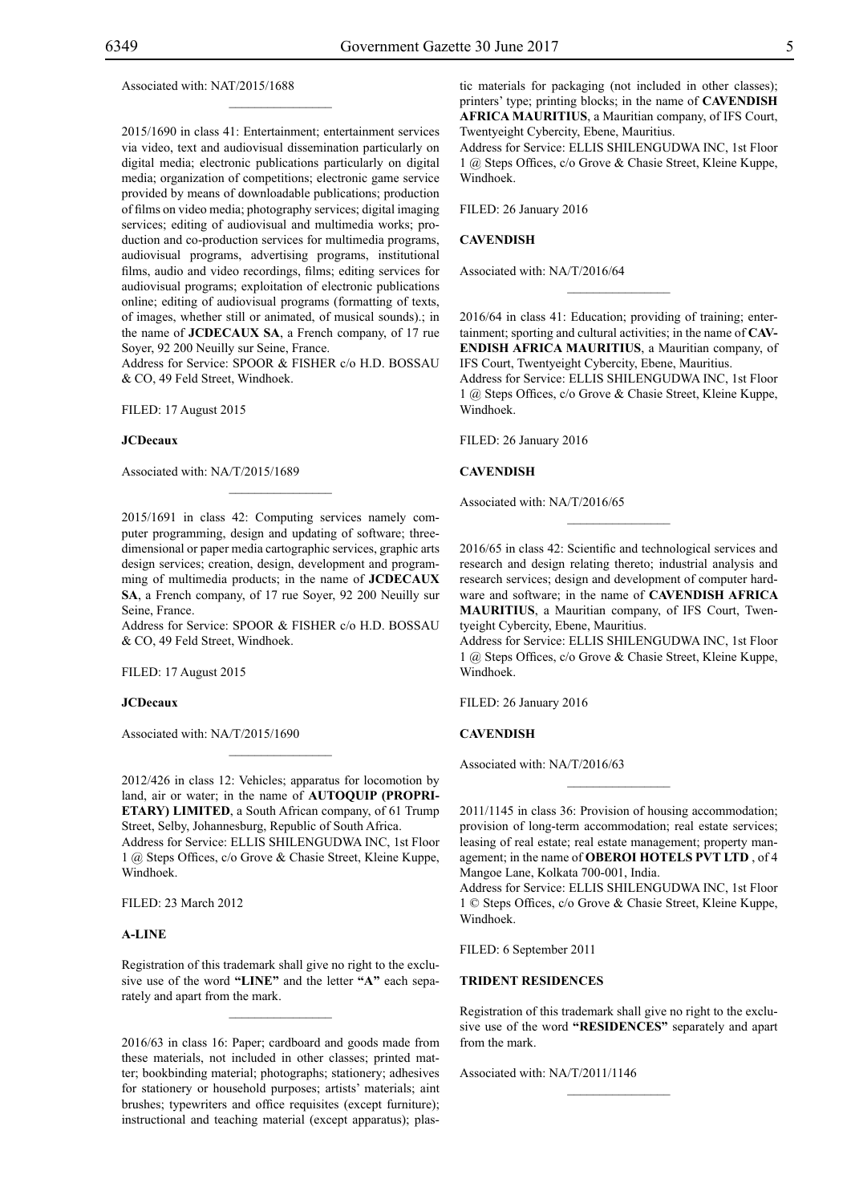Associated with: NAT/2015/1688

2015/1690 in class 41: Entertainment; entertainment services via video, text and audiovisual dissemination particularly on digital media; electronic publications particularly on digital media; organization of competitions; electronic game service provided by means of downloadable publications; production of films on video media; photography services; digital imaging services; editing of audiovisual and multimedia works; production and co-production services for multimedia programs, audiovisual programs, advertising programs, institutional films, audio and video recordings, films; editing services for audiovisual programs; exploitation of electronic publications online; editing of audiovisual programs (formatting of texts, of images, whether still or animated, of musical sounds).; in the name of **JCDECAUX SA**, a French company, of 17 rue Soyer, 92 200 Neuilly sur Seine, France.
Address for Service: SPOOR & FISHER c/o H.D. BOSSAU & CO, 49 Feld Street, Windhoek.

FILED: 17 August 2015

**JCDecaux**

Associated with: NA/T/2015/1689

2015/1691 in class 42: Computing services namely computer programming, design and updating of software; three-dimensional or paper media cartographic services, graphic arts design services; creation, design, development and programming of multimedia products; in the name of **JCDECAUX SA**, a French company, of 17 rue Soyer, 92 200 Neuilly sur Seine, France.
Address for Service: SPOOR & FISHER c/o H.D. BOSSAU & CO, 49 Feld Street, Windhoek.

FILED: 17 August 2015

**JCDecaux**

Associated with: NA/T/2015/1690

2012/426 in class 12: Vehicles; apparatus for locomotion by land, air or water; in the name of **AUTOQUIP (PROPRIETARY) LIMITED**, a South African company, of 61 Trump Street, Selby, Johannesburg, Republic of South Africa.
Address for Service: ELLIS SHILENGUDWA INC, 1st Floor 1 @ Steps Offices, c/o Grove & Chasie Street, Kleine Kuppe, Windhoek.

FILED: 23 March 2012

**A-LINE**

Registration of this trademark shall give no right to the exclusive use of the word **"LINE"** and the letter **"A"** each separately and apart from the mark.

2016/63 in class 16: Paper; cardboard and goods made from these materials, not included in other classes; printed matter; bookbinding material; photographs; stationery; adhesives for stationery or household purposes; artists' materials; aint brushes; typewriters and office requisites (except furniture); instructional and teaching material (except apparatus); plastic materials for packaging (not included in other classes); printers' type; printing blocks; in the name of **CAVENDISH AFRICA MAURITIUS**, a Mauritian company, of IFS Court, Twentyeight Cybercity, Ebene, Mauritius.
Address for Service: ELLIS SHILENGUDWA INC, 1st Floor 1 @ Steps Offices, c/o Grove & Chasie Street, Kleine Kuppe, Windhoek.

FILED: 26 January 2016

**CAVENDISH**

Associated with: NA/T/2016/64

2016/64 in class 41: Education; providing of training; entertainment; sporting and cultural activities; in the name of **CAVENDISH AFRICA MAURITIUS**, a Mauritian company, of IFS Court, Twentyeight Cybercity, Ebene, Mauritius.
Address for Service: ELLIS SHILENGUDWA INC, 1st Floor 1 @ Steps Offices, c/o Grove & Chasie Street, Kleine Kuppe, Windhoek.

FILED: 26 January 2016

**CAVENDISH**

Associated with: NA/T/2016/65

2016/65 in class 42: Scientific and technological services and research and design relating thereto; industrial analysis and research services; design and development of computer hardware and software; in the name of **CAVENDISH AFRICA MAURITIUS**, a Mauritian company, of IFS Court, Twentyeight Cybercity, Ebene, Mauritius.
Address for Service: ELLIS SHILENGUDWA INC, 1st Floor 1 @ Steps Offices, c/o Grove & Chasie Street, Kleine Kuppe, Windhoek.

FILED: 26 January 2016

**CAVENDISH**

Associated with: NA/T/2016/63

2011/1145 in class 36: Provision of housing accommodation; provision of long-term accommodation; real estate services; leasing of real estate; real estate management; property management; in the name of **OBEROI HOTELS PVT LTD** , of 4 Mangoe Lane, Kolkata 700-001, India.
Address for Service: ELLIS SHILENGUDWA INC, 1st Floor 1 © Steps Offices, c/o Grove & Chasie Street, Kleine Kuppe, Windhoek.

FILED: 6 September 2011

**TRIDENT RESIDENCES**

Registration of this trademark shall give no right to the exclusive use of the word **"RESIDENCES"** separately and apart from the mark.

Associated with: NA/T/2011/1146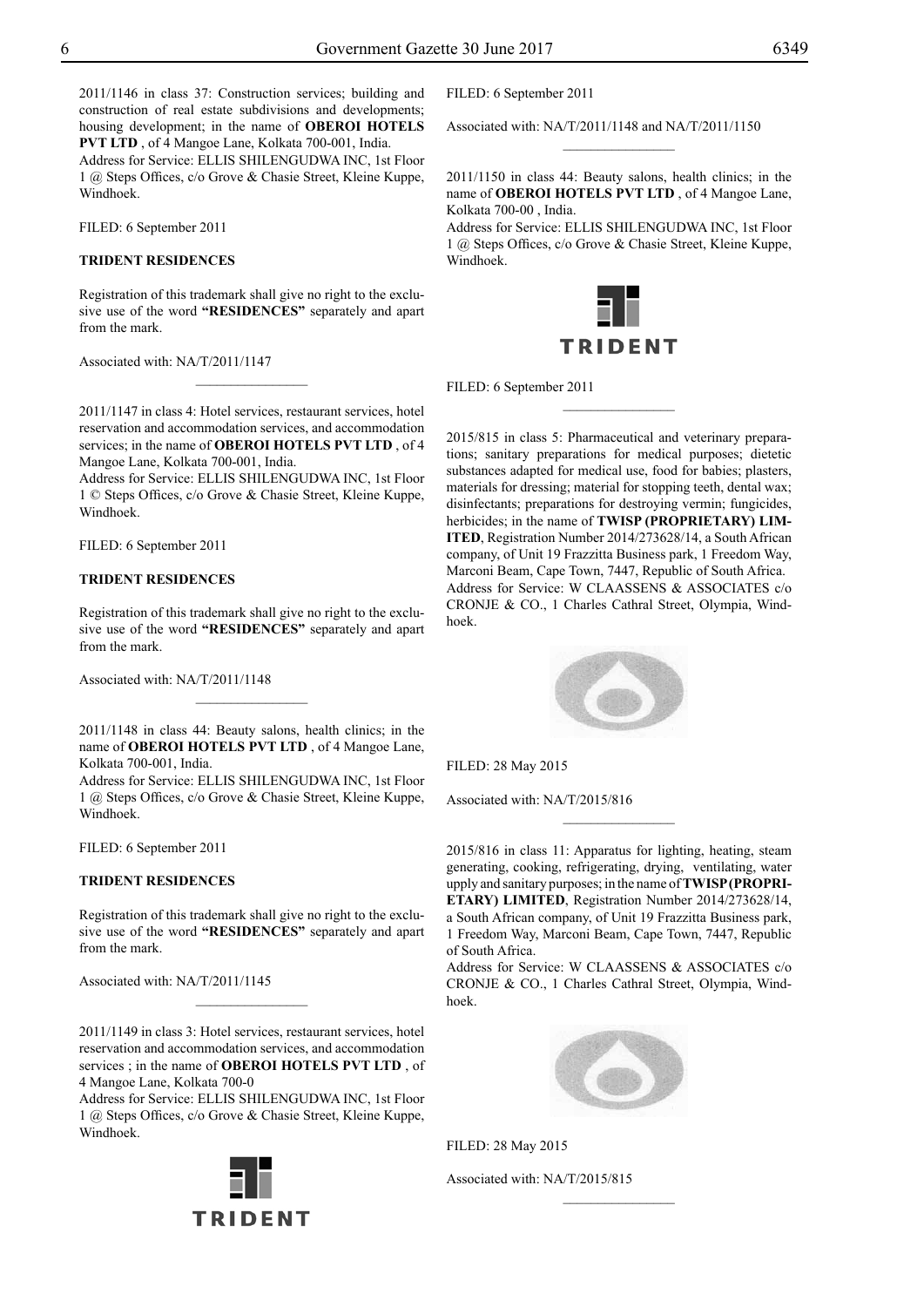2011/1146 in class 37: Construction services; building and construction of real estate subdivisions and developments; housing development; in the name of **OBEROI HOTELS PVT LTD** , of 4 Mangoe Lane, Kolkata 700-001, India.
Address for Service: ELLIS SHILENGUDWA INC, 1st Floor 1 @ Steps Offices, c/o Grove & Chasie Street, Kleine Kuppe, Windhoek.

FILED: 6 September 2011

**TRIDENT RESIDENCES**

Registration of this trademark shall give no right to the exclusive use of the word **"RESIDENCES"** separately and apart from the mark.

Associated with: NA/T/2011/1147

---

2011/1147 in class 4: Hotel services, restaurant services, hotel reservation and accommodation services, and accommodation services; in the name of **OBEROI HOTELS PVT LTD** , of 4 Mangoe Lane, Kolkata 700-001, India.
Address for Service: ELLIS SHILENGUDWA INC, 1st Floor 1 © Steps Offices, c/o Grove & Chasie Street, Kleine Kuppe, Windhoek.

FILED: 6 September 2011

**TRIDENT RESIDENCES**

Registration of this trademark shall give no right to the exclusive use of the word **"RESIDENCES"** separately and apart from the mark.

Associated with: NA/T/2011/1148

---

2011/1148 in class 44: Beauty salons, health clinics; in the name of **OBEROI HOTELS PVT LTD** , of 4 Mangoe Lane, Kolkata 700-001, India.
Address for Service: ELLIS SHILENGUDWA INC, 1st Floor 1 @ Steps Offices, c/o Grove & Chasie Street, Kleine Kuppe, Windhoek.

FILED: 6 September 2011

**TRIDENT RESIDENCES**

Registration of this trademark shall give no right to the exclusive use of the word **"RESIDENCES"** separately and apart from the mark.

Associated with: NA/T/2011/1145

---

2011/1149 in class 3: Hotel services, restaurant services, hotel reservation and accommodation services, and accommodation services ; in the name of **OBEROI HOTELS PVT LTD** , of 4 Mangoe Lane, Kolkata 700-0
Address for Service: ELLIS SHILENGUDWA INC, 1st Floor 1 @ Steps Offices, c/o Grove & Chasie Street, Kleine Kuppe, Windhoek.

TRIDENT

FILED: 6 September 2011

Associated with: NA/T/2011/1148 and NA/T/2011/1150

---

2011/1150 in class 44: Beauty salons, health clinics; in the name of **OBEROI HOTELS PVT LTD** , of 4 Mangoe Lane, Kolkata 700-00 , India.
Address for Service: ELLIS SHILENGUDWA INC, 1st Floor 1 @ Steps Offices, c/o Grove & Chasie Street, Kleine Kuppe, Windhoek.

TRIDENT

FILED: 6 September 2011

---

2015/815 in class 5: Pharmaceutical and veterinary preparations; sanitary preparations for medical purposes; dietetic substances adapted for medical use, food for babies; plasters, materials for dressing; material for stopping teeth, dental wax; disinfectants; preparations for destroying vermin; fungicides, herbicides; in the name of **TWISP (PROPRIETARY) LIMITED**, Registration Number 2014/273628/14, a South African company, of Unit 19 Frazzitta Business park, 1 Freedom Way, Marconi Beam, Cape Town, 7447, Republic of South Africa.
Address for Service: W CLAASSENS & ASSOCIATES c/o CRONJE & CO., 1 Charles Cathral Street, Olympia, Windhoek.

FILED: 28 May 2015

Associated with: NA/T/2015/816

---

2015/816 in class 11: Apparatus for lighting, heating, steam generating, cooking, refrigerating, drying, ventilating, water upply and sanitary purposes; in the name of **TWISP (PROPRIETARY) LIMITED**, Registration Number 2014/273628/14, a South African company, of Unit 19 Frazzitta Business park, 1 Freedom Way, Marconi Beam, Cape Town, 7447, Republic of South Africa.
Address for Service: W CLAASSENS & ASSOCIATES c/o CRONJE & CO., 1 Charles Cathral Street, Olympia, Windhoek.

FILED: 28 May 2015

Associated with: NA/T/2015/815

---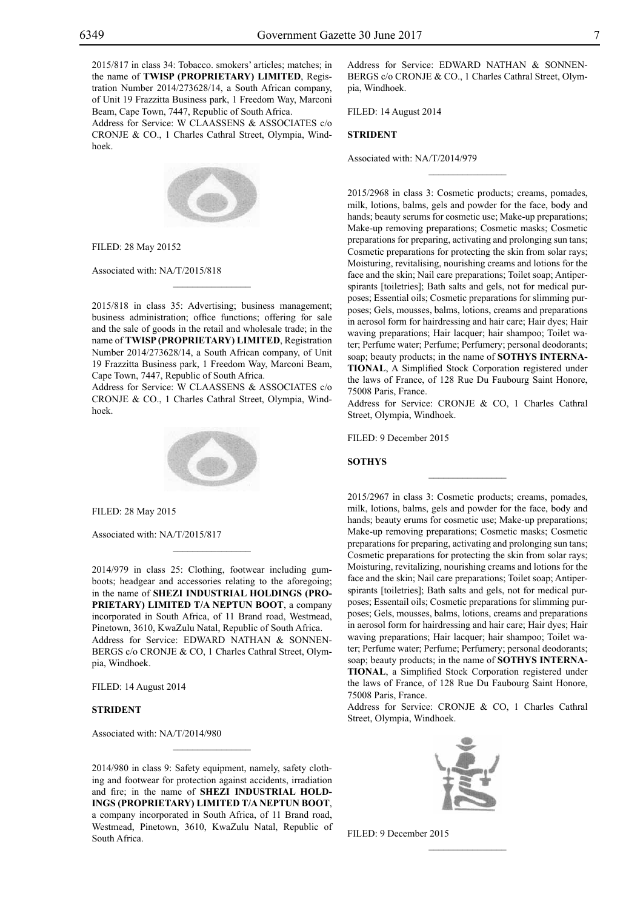2015/817 in class 34: Tobacco. smokers' articles; matches; in the name of **TWISP (PROPRIETARY) LIMITED**, Registration Number 2014/273628/14, a South African company, of Unit 19 Frazzitta Business park, 1 Freedom Way, Marconi Beam, Cape Town, 7447, Republic of South Africa.

Address for Service: W CLAASSENS & ASSOCIATES c/o CRONJE & CO., 1 Charles Cathral Street, Olympia, Windhoek.

FILED: 28 May 20152

Associated with: NA/T/2015/818

---

2015/818 in class 35: Advertising; business management; business administration; office functions; offering for sale and the sale of goods in the retail and wholesale trade; in the name of **TWISP (PROPRIETARY) LIMITED**, Registration Number 2014/273628/14, a South African company, of Unit 19 Frazzitta Business park, 1 Freedom Way, Marconi Beam, Cape Town, 7447, Republic of South Africa.

Address for Service: W CLAASSENS & ASSOCIATES c/o CRONJE & CO., 1 Charles Cathral Street, Olympia, Windhoek.

FILED: 28 May 2015

Associated with: NA/T/2015/817

---

2014/979 in class 25: Clothing, footwear including gumboots; headgear and accessories relating to the aforegoing; in the name of **SHEZI INDUSTRIAL HOLDINGS (PROPRIETARY) LIMITED T/A NEPTUN BOOT**, a company incorporated in South Africa, of 11 Brand road, Westmead, Pinetown, 3610, KwaZulu Natal, Republic of South Africa.

Address for Service: EDWARD NATHAN & SONNENBERGS c/o CRONJE & CO, 1 Charles Cathral Street, Olympia, Windhoek.

FILED: 14 August 2014

**STRIDENT**

Associated with: NA/T/2014/980

---

2014/980 in class 9: Safety equipment, namely, safety clothing and footwear for protection against accidents, irradiation and fire; in the name of **SHEZI INDUSTRIAL HOLDINGS (PROPRIETARY) LIMITED T/A NEPTUN BOOT**, a company incorporated in South Africa, of 11 Brand road, Westmead, Pinetown, 3610, KwaZulu Natal, Republic of South Africa.

Address for Service: EDWARD NATHAN & SONNENBERGS c/o CRONJE & CO., 1 Charles Cathral Street, Olympia, Windhoek.

FILED: 14 August 2014

**STRIDENT**

Associated with: NA/T/2014/979

---

2015/2968 in class 3: Cosmetic products; creams, pomades, milk, lotions, balms, gels and powder for the face, body and hands; beauty serums for cosmetic use; Make-up preparations; Make-up removing preparations; Cosmetic masks; Cosmetic preparations for preparing, activating and prolonging sun tans; Cosmetic preparations for protecting the skin from solar rays; Moisturing, revitalising, nourishing creams and lotions for the face and the skin; Nail care preparations; Toilet soap; Antiperspirants [toiletries]; Bath salts and gels, not for medical purposes; Essential oils; Cosmetic preparations for slimming purposes; Gels, mousses, balms, lotions, creams and preparations in aerosol form for hairdressing and hair care; Hair dyes; Hair waving preparations; Hair lacquer; hair shampoo; Toilet water; Perfume water; Perfume; Perfumery; personal deodorants; soap; beauty products; in the name of **SOTHYS INTERNATIONAL**, A Simplified Stock Corporation registered under the laws of France, of 128 Rue Du Faubourg Saint Honore, 75008 Paris, France.

Address for Service: CRONJE & CO, 1 Charles Cathral Street, Olympia, Windhoek.

FILED: 9 December 2015

**SOTHYS**

---

2015/2967 in class 3: Cosmetic products; creams, pomades, milk, lotions, balms, gels and powder for the face, body and hands; beauty erums for cosmetic use; Make-up preparations; Make-up removing preparations; Cosmetic masks; Cosmetic preparations for preparing, activating and prolonging sun tans; Cosmetic preparations for protecting the skin from solar rays; Moisturing, revitalizing, nourishing creams and lotions for the face and the skin; Nail care preparations; Toilet soap; Antiperspirants [toiletries]; Bath salts and gels, not for medical purposes; Essentail oils; Cosmetic preparations for slimming purposes; Gels, mousses, balms, lotions, creams and preparations in aerosol form for hairdressing and hair care; Hair dyes; Hair waving preparations; Hair lacquer; hair shampoo; Toilet water; Perfume water; Perfume; Perfumery; personal deodorants; soap; beauty products; in the name of **SOTHYS INTERNATIONAL**, a Simplified Stock Corporation registered under the laws of France, of 128 Rue Du Faubourg Saint Honore, 75008 Paris, France.

Address for Service: CRONJE & CO, 1 Charles Cathral Street, Olympia, Windhoek.

FILED: 9 December 2015

---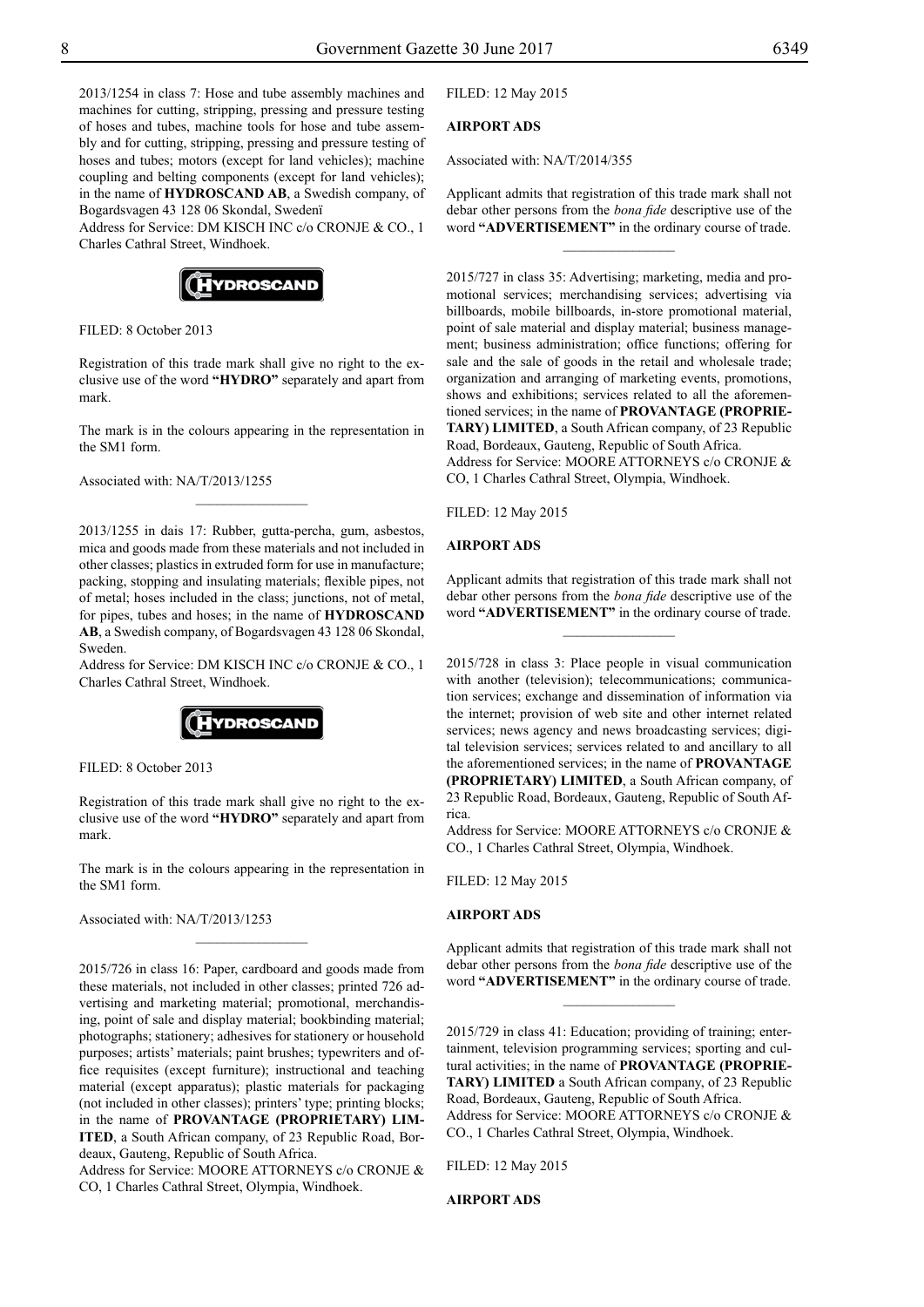2013/1254 in class 7: Hose and tube assembly machines and machines for cutting, stripping, pressing and pressure testing of hoses and tubes, machine tools for hose and tube assembly and for cutting, stripping, pressing and pressure testing of hoses and tubes; motors (except for land vehicles); machine coupling and belting components (except for land vehicles); in the name of **HYDROSCAND AB**, a Swedish company, of Bogardsvagen 43 128 06 Skondal, Swedenï

Address for Service: DM KISCH INC c/o CRONJE & CO., 1 Charles Cathral Street, Windhoek.

HYDROSCAND

FILED: 8 October 2013

Registration of this trade mark shall give no right to the exclusive use of the word **"HYDRO"** separately and apart from mark.

The mark is in the colours appearing in the representation in the SM1 form.

Associated with: NA/T/2013/1255

---

2013/1255 in dais 17: Rubber, gutta-percha, gum, asbestos, mica and goods made from these materials and not included in other classes; plastics in extruded form for use in manufacture; packing, stopping and insulating materials; flexible pipes, not of metal; hoses included in the class; junctions, not of metal, for pipes, tubes and hoses; in the name of **HYDROSCAND AB**, a Swedish company, of Bogardsvagen 43 128 06 Skondal, Sweden.

Address for Service: DM KISCH INC c/o CRONJE & CO., 1 Charles Cathral Street, Windhoek.

HYDROSCAND

FILED: 8 October 2013

Registration of this trade mark shall give no right to the exclusive use of the word **"HYDRO"** separately and apart from mark.

The mark is in the colours appearing in the representation in the SM1 form.

Associated with: NA/T/2013/1253

---

2015/726 in class 16: Paper, cardboard and goods made from these materials, not included in other classes; printed 726 advertising and marketing material; promotional, merchandising, point of sale and display material; bookbinding material; photographs; stationery; adhesives for stationery or household purposes; artists' materials; paint brushes; typewriters and office requisites (except furniture); instructional and teaching material (except apparatus); plastic materials for packaging (not included in other classes); printers' type; printing blocks; in the name of **PROVANTAGE (PROPRIETARY) LIMITED**, a South African company, of 23 Republic Road, Bordeaux, Gauteng, Republic of South Africa.

Address for Service: MOORE ATTORNEYS c/o CRONJE & CO, 1 Charles Cathral Street, Olympia, Windhoek.

FILED: 12 May 2015

**AIRPORT ADS**

Associated with: NA/T/2014/355

Applicant admits that registration of this trade mark shall not debar other persons from the *bona fide* descriptive use of the word **"ADVERTISEMENT"** in the ordinary course of trade.

---

2015/727 in class 35: Advertising; marketing, media and promotional services; merchandising services; advertising via billboards, mobile billboards, in-store promotional material, point of sale material and display material; business management; business administration; office functions; offering for sale and the sale of goods in the retail and wholesale trade; organization and arranging of marketing events, promotions, shows and exhibitions; services related to all the aforementioned services; in the name of **PROVANTAGE (PROPRIETARY) LIMITED**, a South African company, of 23 Republic Road, Bordeaux, Gauteng, Republic of South Africa.

Address for Service: MOORE ATTORNEYS c/o CRONJE & CO, 1 Charles Cathral Street, Olympia, Windhoek.

FILED: 12 May 2015

**AIRPORT ADS**

Applicant admits that registration of this trade mark shall not debar other persons from the *bona fide* descriptive use of the word **"ADVERTISEMENT"** in the ordinary course of trade.

---

2015/728 in class 3: Place people in visual communication with another (television); telecommunications; communication services; exchange and dissemination of information via the internet; provision of web site and other internet related services; news agency and news broadcasting services; digital television services; services related to and ancillary to all the aforementioned services; in the name of **PROVANTAGE (PROPRIETARY) LIMITED**, a South African company, of 23 Republic Road, Bordeaux, Gauteng, Republic of South Africa.

Address for Service: MOORE ATTORNEYS c/o CRONJE & CO., 1 Charles Cathral Street, Olympia, Windhoek.

FILED: 12 May 2015

**AIRPORT ADS**

Applicant admits that registration of this trade mark shall not debar other persons from the *bona fide* descriptive use of the word **"ADVERTISEMENT"** in the ordinary course of trade.

---

2015/729 in class 41: Education; providing of training; entertainment, television programming services; sporting and cultural activities; in the name of **PROVANTAGE (PROPRIETARY) LIMITED** a South African company, of 23 Republic Road, Bordeaux, Gauteng, Republic of South Africa.

Address for Service: MOORE ATTORNEYS c/o CRONJE & CO., 1 Charles Cathral Street, Olympia, Windhoek.

FILED: 12 May 2015

**AIRPORT ADS**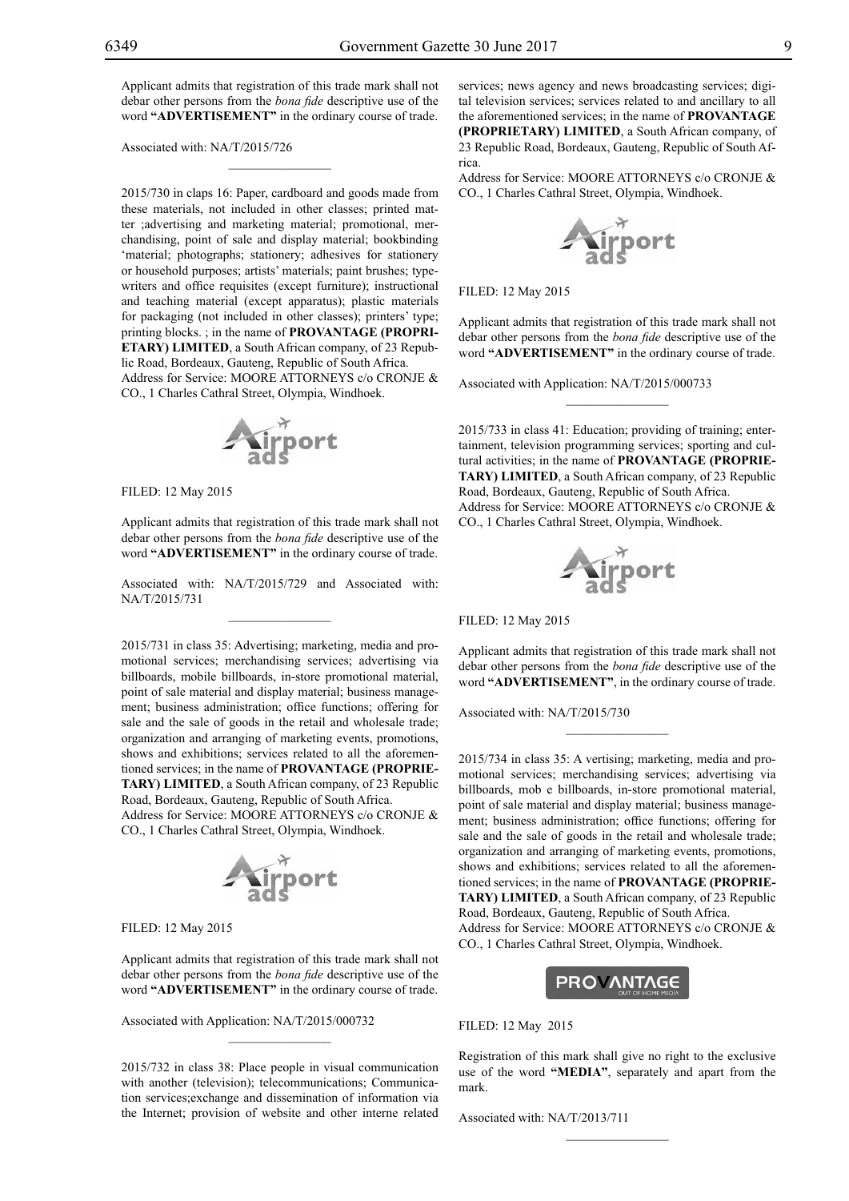Applicant admits that registration of this trade mark shall not debar other persons from the *bona fide* descriptive use of the word **"ADVERTISEMENT"** in the ordinary course of trade.

Associated with: NA/T/2015/726

---

2015/730 in claps 16: Paper, cardboard and goods made from these materials, not included in other classes; printed matter ;advertising and marketing material; promotional, merchandising, point of sale and display material; bookbinding 'material; photographs; stationery; adhesives for stationery or household purposes; artists' materials; paint brushes; typewriters and office requisites (except furniture); instructional and teaching material (except apparatus); plastic materials for packaging (not included in other classes); printers' type; printing blocks. ; in the name of **PROVANTAGE (PROPRIETARY) LIMITED**, a South African company, of 23 Republic Road, Bordeaux, Gauteng, Republic of South Africa.
Address for Service: MOORE ATTORNEYS c/o CRONJE & CO., 1 Charles Cathral Street, Olympia, Windhoek.

FILED: 12 May 2015

Applicant admits that registration of this trade mark shall not debar other persons from the *bona fide* descriptive use of the word **"ADVERTISEMENT"** in the ordinary course of trade.

Associated with: NA/T/2015/729 and Associated with: NA/T/2015/731

---

2015/731 in class 35: Advertising; marketing, media and promotional services; merchandising services; advertising via billboards, mobile billboards, in-store promotional material, point of sale material and display material; business management; business administration; office functions; offering for sale and the sale of goods in the retail and wholesale trade; organization and arranging of marketing events, promotions, shows and exhibitions; services related to all the aforementioned services; in the name of **PROVANTAGE (PROPRIETARY) LIMITED**, a South African company, of 23 Republic Road, Bordeaux, Gauteng, Republic of South Africa.
Address for Service: MOORE ATTORNEYS c/o CRONJE & CO., 1 Charles Cathral Street, Olympia, Windhoek.

FILED: 12 May 2015

Applicant admits that registration of this trade mark shall not debar other persons from the *bona fide* descriptive use of the word **"ADVERTISEMENT"** in the ordinary course of trade.

Associated with Application: NA/T/2015/000732

---

2015/732 in class 38: Place people in visual communication with another (television); telecommunications; Communication services;exchange and dissemination of information via the Internet; provision of website and other interne related services; news agency and news broadcasting services; digital television services; services related to and ancillary to all the aforementioned services; in the name of **PROVANTAGE (PROPRIETARY) LIMITED**, a South African company, of 23 Republic Road, Bordeaux, Gauteng, Republic of South Africa.
Address for Service: MOORE ATTORNEYS c/o CRONJE & CO., 1 Charles Cathral Street, Olympia, Windhoek.

FILED: 12 May 2015

Applicant admits that registration of this trade mark shall not debar other persons from the *bona fide* descriptive use of the word **"ADVERTISEMENT"** in the ordinary course of trade.

Associated with Application: NA/T/2015/000733

---

2015/733 in class 41: Education; providing of training; entertainment, television programming services; sporting and cultural activities; in the name of **PROVANTAGE (PROPRIETARY) LIMITED**, a South African company, of 23 Republic Road, Bordeaux, Gauteng, Republic of South Africa.
Address for Service: MOORE ATTORNEYS c/o CRONJE & CO., 1 Charles Cathral Street, Olympia, Windhoek.

FILED: 12 May 2015

Applicant admits that registration of this trade mark shall not debar other persons from the *bona fide* descriptive use of the word **"ADVERTISEMENT"**, in the ordinary course of trade.

Associated with: NA/T/2015/730

---

2015/734 in class 35: A vertising; marketing, media and promotional services; merchandising services; advertising via billboards, mob e billboards, in-store promotional material, point of sale material and display material; business management; business administration; office functions; offering for sale and the sale of goods in the retail and wholesale trade; organization and arranging of marketing events, promotions, shows and exhibitions; services related to all the aforementioned services; in the name of **PROVANTAGE (PROPRIETARY) LIMITED**, a South African company, of 23 Republic Road, Bordeaux, Gauteng, Republic of South Africa.
Address for Service: MOORE ATTORNEYS c/o CRONJE & CO., 1 Charles Cathral Street, Olympia, Windhoek.

FILED: 12 May 2015

Registration of this mark shall give no right to the exclusive use of the word **"MEDIA"**, separately and apart from the mark.

Associated with: NA/T/2013/711

---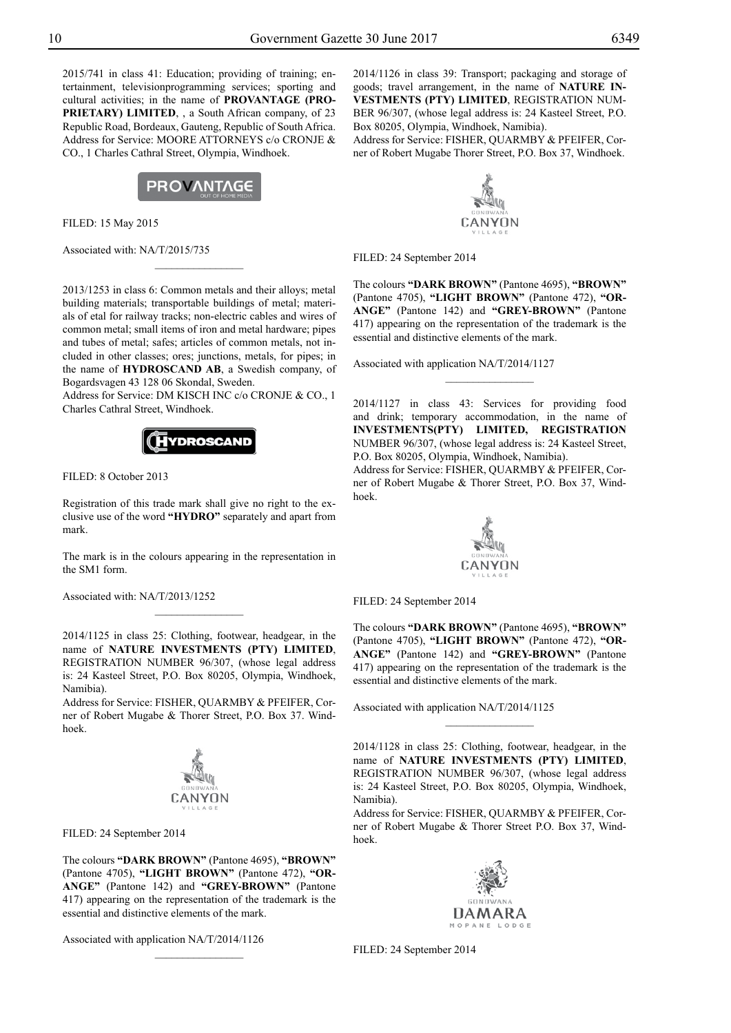2015/741 in class 41: Education; providing of training; entertainment, televisionprogramming services; sporting and cultural activities; in the name of **PROVANTAGE (PROPRIETARY) LIMITED**, , a South African company, of 23 Republic Road, Bordeaux, Gauteng, Republic of South Africa. Address for Service: MOORE ATTORNEYS c/o CRONJE & CO., 1 Charles Cathral Street, Olympia, Windhoek.

FILED: 15 May 2015

Associated with: NA/T/2015/735

---

2013/1253 in class 6: Common metals and their alloys; metal building materials; transportable buildings of metal; materials of etal for railway tracks; non-electric cables and wires of common metal; small items of iron and metal hardware; pipes and tubes of metal; safes; articles of common metals, not included in other classes; ores; junctions, metals, for pipes; in the name of **HYDROSCAND AB**, a Swedish company, of Bogardsvagen 43 128 06 Skondal, Sweden.
Address for Service: DM KISCH INC c/o CRONJE & CO., 1 Charles Cathral Street, Windhoek.

FILED: 8 October 2013

Registration of this trade mark shall give no right to the exclusive use of the word **"HYDRO"** separately and apart from mark.

The mark is in the colours appearing in the representation in the SM1 form.

Associated with: NA/T/2013/1252

---

2014/1125 in class 25: Clothing, footwear, headgear, in the name of **NATURE INVESTMENTS (PTY) LIMITED**, REGISTRATION NUMBER 96/307, (whose legal address is: 24 Kasteel Street, P.O. Box 80205, Olympia, Windhoek, Namibia).
Address for Service: FISHER, QUARMBY & PFEIFER, Corner of Robert Mugabe & Thorer Street, P.O. Box 37. Windhoek.

FILED: 24 September 2014

The colours **"DARK BROWN"** (Pantone 4695), **"BROWN"** (Pantone 4705), **"LIGHT BROWN"** (Pantone 472), **"ORANGE"** (Pantone 142) and **"GREY-BROWN"** (Pantone 417) appearing on the representation of the trademark is the essential and distinctive elements of the mark.

Associated with application NA/T/2014/1126

---

2014/1126 in class 39: Transport; packaging and storage of goods; travel arrangement, in the name of **NATURE INVESTMENTS (PTY) LIMITED**, REGISTRATION NUMBER 96/307, (whose legal address is: 24 Kasteel Street, P.O. Box 80205, Olympia, Windhoek, Namibia).
Address for Service: FISHER, QUARMBY & PFEIFER, Corner of Robert Mugabe Thorer Street, P.O. Box 37, Windhoek.

FILED: 24 September 2014

The colours **"DARK BROWN"** (Pantone 4695), **"BROWN"** (Pantone 4705), **"LIGHT BROWN"** (Pantone 472), **"ORANGE"** (Pantone 142) and **"GREY-BROWN"** (Pantone 417) appearing on the representation of the trademark is the essential and distinctive elements of the mark.

Associated with application NA/T/2014/1127

---

2014/1127 in class 43: Services for providing food and drink; temporary accommodation, in the name of **INVESTMENTS(PTY) LIMITED, REGISTRATION** NUMBER 96/307, (whose legal address is: 24 Kasteel Street, P.O. Box 80205, Olympia, Windhoek, Namibia).
Address for Service: FISHER, QUARMBY & PFEIFER, Corner of Robert Mugabe & Thorer Street, P.O. Box 37, Windhoek.

FILED: 24 September 2014

The colours **"DARK BROWN"** (Pantone 4695), **"BROWN"** (Pantone 4705), **"LIGHT BROWN"** (Pantone 472), **"ORANGE"** (Pantone 142) and **"GREY-BROWN"** (Pantone 417) appearing on the representation of the trademark is the essential and distinctive elements of the mark.

Associated with application NA/T/2014/1125

---

2014/1128 in class 25: Clothing, footwear, headgear, in the name of **NATURE INVESTMENTS (PTY) LIMITED**, REGISTRATION NUMBER 96/307, (whose legal address is: 24 Kasteel Street, P.O. Box 80205, Olympia, Windhoek, Namibia).
Address for Service: FISHER, QUARMBY & PFEIFER, Corner of Robert Mugabe & Thorer Street P.O. Box 37, Windhoek.

FILED: 24 September 2014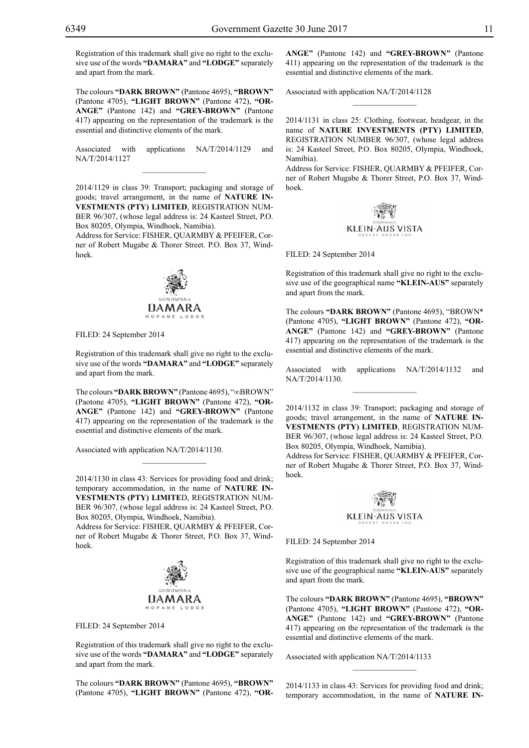Registration of this trademark shall give no right to the exclusive use of the words **"DAMARA"** and **"LODGE"** separately and apart from the mark.

The colours **"DARK BROWN"** (Pantone 4695), **"BROWN"** (Pantone 4705), **"LIGHT BROWN"** (Pantone 472), **"ORANGE"** (Pantone 142) and **"GREY-BROWN"** (Pantone 417) appearing on the representation of the trademark is the essential and distinctive elements of the mark.

Associated with applications NA/T/2014/1129 and NA/T/2014/1127

---

2014/1129 in class 39: Transport; packaging and storage of goods; travel arrangement, in the name of **NATURE INVESTMENTS (PTY) LIMITED**, REGISTRATION NUMBER 96/307, (whose legal address is: 24 Kasteel Street, P.O. Box 80205, Olympia, Windhoek, Namibia).
Address for Service: FISHER, QUARMBY & PFEIFER, Corner of Robert Mugabe & Thorer Street. P.O. Box 37, Windhoek.

GONDWANA
DAMARA
MOPANE LODGE

FILED: 24 September 2014

Registration of this trademark shall give no right to the exclusive use of the words **"DAMARA"** and **"LODGE"** separately and apart from the mark.

The colours **"DARK BROWN"** (Pantone 4695), "∞BROWN" (Paotone 4705), **"LIGHT BROWN"** (Pantone 472), **"ORANGE"** (Pantone 142) and **"GREY-BROWN"** (Pantone 417) appearing on the representation of the trademark is the essential and distinctive elements of the mark.

Associated with application NA/T/2014/1130.

---

2014/1130 in class 43: Services for providing food and drink; temporary accommodation, in the name of **NATURE INVESTMENTS (PTY) LIMITED**, REGISTRATION NUMBER 96/307, (whose legal address is: 24 Kasteel Street, P.O. Box 80205, Olympia, Windhoek, Namibia).
Address for Service: FISHER, QUARMBY & PFEIFER, Corner of Robert Mugabe & Thorer Street, P.O. Box 37, Windhoek.

GONDWANA
DAMARA
MOPANE LODGE

FILED: 24 September 2014

Registration of this trademark shall give no right to the exclusive use of the words **"DAMARA"** and **"LODGE"** separately and apart from the mark.

The colours **"DARK BROWN"** (Pantone 4695), **"BROWN"** (Pantone 4705), **"LIGHT BROWN"** (Pantone 472), **"ORANGE"** (Pantone 142) and **"GREY-BROWN"** (Pantone 411) appearing on the representation of the trademark is the essential and distinctive elements of the mark.

Associated with application NA/T/2014/1128

---

2014/1131 in class 25: Clothing, footwear, headgear, in the name of **NATURE INVESTMENTS (PTY) LIMITED**, REGISTRATION NUMBER 96/307, (whose legal address is: 24 Kasteel Street, P.O. Box 80205, Olympia, Windhoek, Namibia).
Address for Service: FISHER, QUARMBY & PFEIFER, Corner of Robert Mugabe & Thorer Street, P.O. Box 37, Windhoek.

GONDWANA
KLEIN-AUS VISTA
DESERT HORSE INN

FILED: 24 September 2014

Registration of this trademark shall give no right to the exclusive use of the geographical name **"KLEIN-AUS"** separately and apart from the mark.

The colours **"DARK BROWN"** (Pantone 4695), "BROWN* (Pantone 4705), **"LIGHT BROWN"** (Pantone 472), **"ORANGE"** (Pantone 142) and **"GREY-BROWN"** (Pantone 417) appearing on the representation of the trademark is the essential and distinctive elements of the mark.

Associated with applications NA/T/2014/1132 and NA/T/2014/1130.

---

2014/1132 in class 39: Transport; packaging and storage of goods; travel arrangement, in the name of **NATURE INVESTMENTS (PTY) LIMITED**, REGISTRATION NUMBER 96/307, (whose legal address is: 24 Kasteel Street, P.O. Box 80205, Olympia, Windhoek, Namibia).
Address for Service: FISHER, QUARMBY & PFEIFER, Corner of Robert Mugabe & Thorer Street, P.O. Box 37, Windhoek.

GONDWANA
KLEIN-AUS VISTA
DESERT HORSE INN

FILED: 24 September 2014

Registration of this trademark shall give no right to the exclusive use of the geographical name **"KLEIN-AUS"** separately and apart from the mark.

The colours **"DARK BROWN"** (Pantone 4695), **"BROWN"** (Pantone 4705), **"LIGHT BROWN"** (Pantone 472), **"ORANGE"** (Pantone 142) and **"GREY-BROWN"** (Pantone 417) appearing on the representation of the trademark is the essential and distinctive elements of the mark.

Associated with application NA/T/2014/1133

---

2014/1133 in class 43: Services for providing food and drink; temporary accommodation, in the name of **NATURE IN-**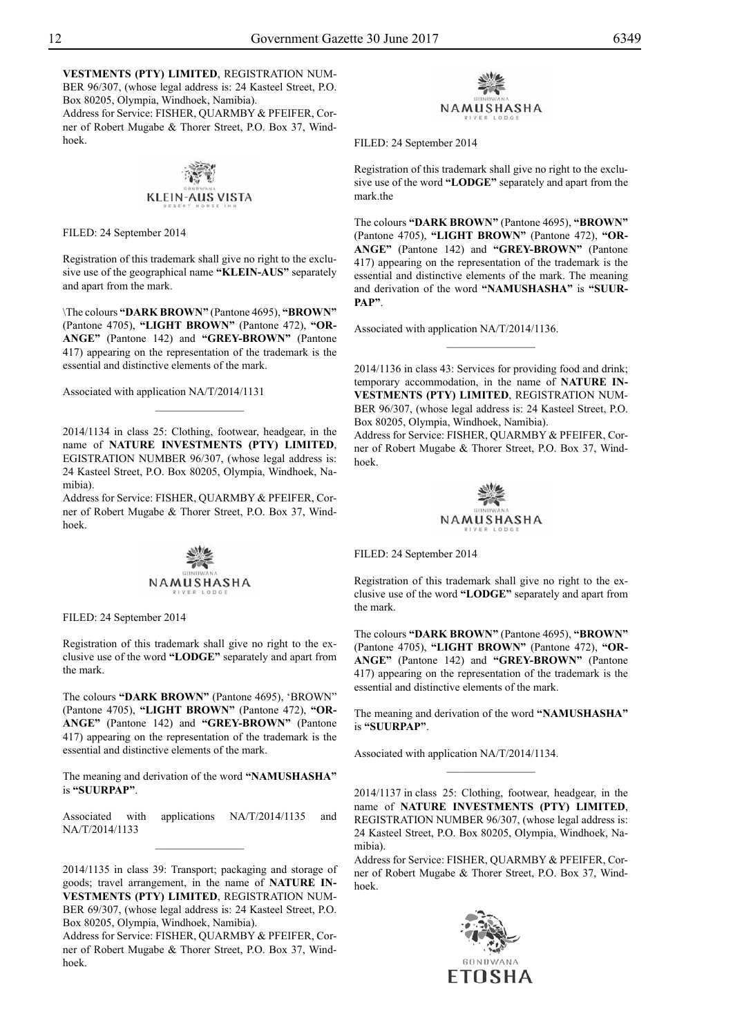**VESTMENTS (PTY) LIMITED**, REGISTRATION NUMBER 96/307, (whose legal address is: 24 Kasteel Street, P.O. Box 80205, Olympia, Windhoek, Namibia).
Address for Service: FISHER, QUARMBY & PFEIFER, Corner of Robert Mugabe & Thorer Street, P.O. Box 37, Windhoek.

FILED: 24 September 2014

Registration of this trademark shall give no right to the exclusive use of the geographical name **"KLEIN-AUS"** separately and apart from the mark.

\The colours **"DARK BROWN"** (Pantone 4695), **"BROWN"** (Pantone 4705), **"LIGHT BROWN"** (Pantone 472), **"ORANGE"** (Pantone 142) and **"GREY-BROWN"** (Pantone 417) appearing on the representation of the trademark is the essential and distinctive elements of the mark.

Associated with application NA/T/2014/1131

---

2014/1134 in class 25: Clothing, footwear, headgear, in the name of **NATURE INVESTMENTS (PTY) LIMITED**, EGISTRATION NUMBER 96/307, (whose legal address is: 24 Kasteel Street, P.O. Box 80205, Olympia, Windhoek, Namibia).
Address for Service: FISHER, QUARMBY & PFEIFER, Corner of Robert Mugabe & Thorer Street, P.O. Box 37, Windhoek.

FILED: 24 September 2014

Registration of this trademark shall give no right to the exclusive use of the word **"LODGE"** separately and apart from the mark.

The colours **"DARK BROWN"** (Pantone 4695), 'BROWN" (Pantone 4705), **"LIGHT BROWN"** (Pantone 472), **"ORANGE"** (Pantone 142) and **"GREY-BROWN"** (Pantone 417) appearing on the representation of the trademark is the essential and distinctive elements of the mark.

The meaning and derivation of the word **"NAMUSHASHA"** is **"SUURPAP"**.

Associated with applications NA/T/2014/1135 and NA/T/2014/1133

---

2014/1135 in class 39: Transport; packaging and storage of goods; travel arrangement, in the name of **NATURE INVESTMENTS (PTY) LIMITED**, REGISTRATION NUMBER 69/307, (whose legal address is: 24 Kasteel Street, P.O. Box 80205, Olympia, Windhoek, Namibia).
Address for Service: FISHER, QUARMBY & PFEIFER, Corner of Robert Mugabe & Thorer Street, P.O. Box 37, Windhoek.

FILED: 24 September 2014

Registration of this trademark shall give no right to the exclusive use of the word **"LODGE"** separately and apart from the mark.the

The colours **"DARK BROWN"** (Pantone 4695), **"BROWN"** (Pantone 4705), **"LIGHT BROWN"** (Pantone 472), **"ORANGE"** (Pantone 142) and **"GREY-BROWN"** (Pantone 417) appearing on the representation of the trademark is the essential and distinctive elements of the mark. The meaning and derivation of the word **"NAMUSHASHA"** is **"SUURPAP"**.

Associated with application NA/T/2014/1136.

---

2014/1136 in class 43: Services for providing food and drink; temporary accommodation, in the name of **NATURE INVESTMENTS (PTY) LIMITED**, REGISTRATION NUMBER 96/307, (whose legal address is: 24 Kasteel Street, P.O. Box 80205, Olympia, Windhoek, Namibia).
Address for Service: FISHER, QUARMBY & PFEIFER, Corner of Robert Mugabe & Thorer Street, P.O. Box 37, Windhoek.

FILED: 24 September 2014

Registration of this trademark shall give no right to the exclusive use of the word **"LODGE"** separately and apart from the mark.

The colours **"DARK BROWN"** (Pantone 4695), **"BROWN"** (Pantone 4705), **"LIGHT BROWN"** (Pantone 472), **"ORANGE"** (Pantone 142) and **"GREY-BROWN"** (Pantone 417) appearing on the representation of the trademark is the essential and distinctive elements of the mark.

The meaning and derivation of the word **"NAMUSHASHA"** is **"SUURPAP"**.

Associated with application NA/T/2014/1134.

---

2014/1137 in class 25: Clothing, footwear, headgear, in the name of **NATURE INVESTMENTS (PTY) LIMITED**, REGISTRATION NUMBER 96/307, (whose legal address is: 24 Kasteel Street, P.O. Box 80205, Olympia, Windhoek, Namibia).
Address for Service: FISHER, QUARMBY & PFEIFER, Corner of Robert Mugabe & Thorer Street, P.O. Box 37, Windhoek.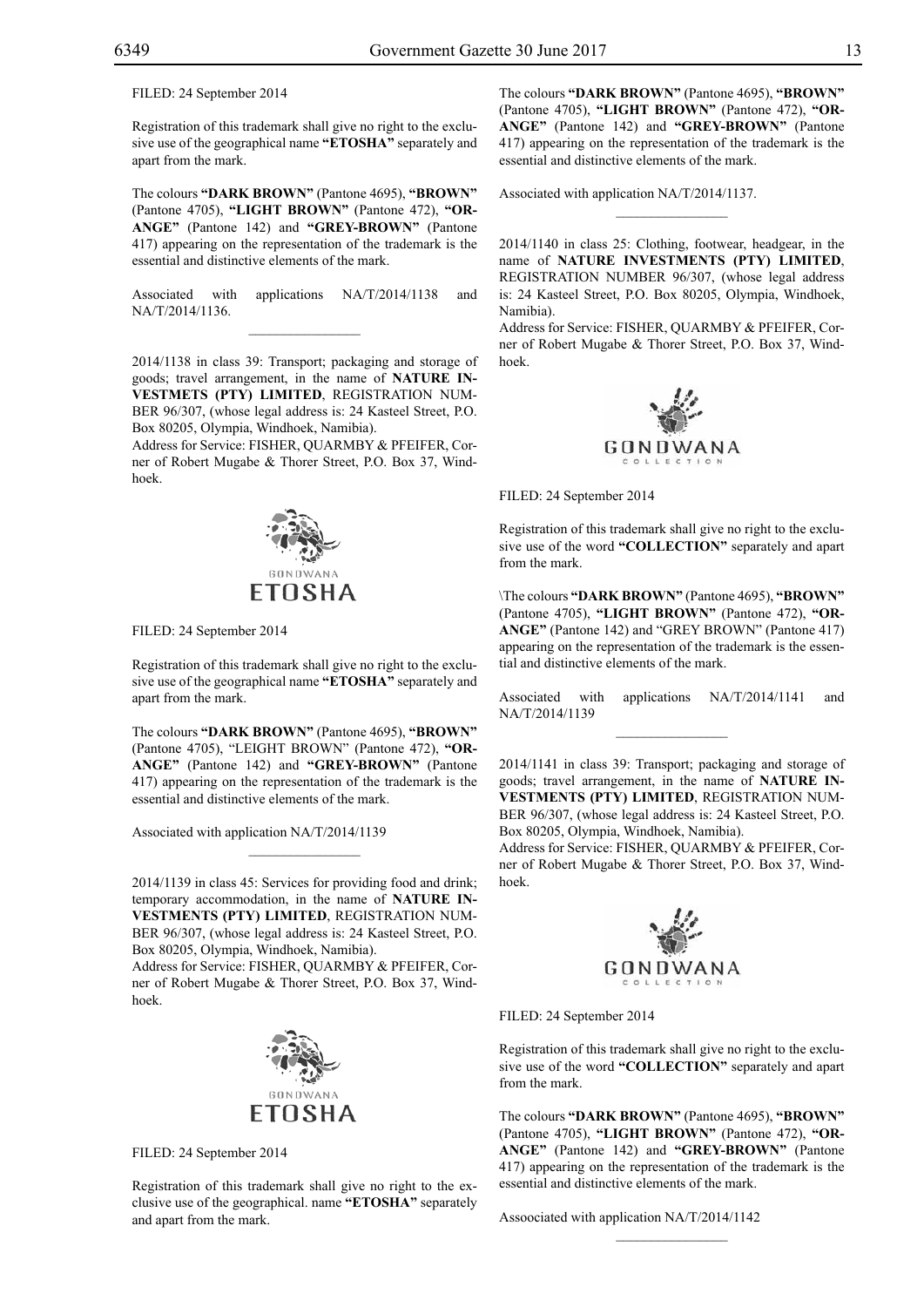FILED: 24 September 2014

Registration of this trademark shall give no right to the exclusive use of the geographical name **"ETOSHA"** separately and apart from the mark.

The colours **"DARK BROWN"** (Pantone 4695), **"BROWN"** (Pantone 4705), **"LIGHT BROWN"** (Pantone 472), **"ORANGE"** (Pantone 142) and **"GREY-BROWN"** (Pantone 417) appearing on the representation of the trademark is the essential and distinctive elements of the mark.

Associated with applications NA/T/2014/1138 and NA/T/2014/1136.

________________

2014/1138 in class 39: Transport; packaging and storage of goods; travel arrangement, in the name of **NATURE INVESTMETS (PTY) LIMITED**, REGISTRATION NUMBER 96/307, (whose legal address is: 24 Kasteel Street, P.O. Box 80205, Olympia, Windhoek, Namibia).
Address for Service: FISHER, QUARMBY & PFEIFER, Corner of Robert Mugabe & Thorer Street, P.O. Box 37, Windhoek.

GONDWANA
ETOSHA

FILED: 24 September 2014

Registration of this trademark shall give no right to the exclusive use of the geographical name **"ETOSHA"** separately and apart from the mark.

The colours **"DARK BROWN"** (Pantone 4695), **"BROWN"** (Pantone 4705), "LEIGHT BROWN" (Pantone 472), **"ORANGE"** (Pantone 142) and **"GREY-BROWN"** (Pantone 417) appearing on the representation of the trademark is the essential and distinctive elements of the mark.

Associated with application NA/T/2014/1139

________________

2014/1139 in class 45: Services for providing food and drink; temporary accommodation, in the name of **NATURE INVESTMENTS (PTY) LIMITED**, REGISTRATION NUMBER 96/307, (whose legal address is: 24 Kasteel Street, P.O. Box 80205, Olympia, Windhoek, Namibia).
Address for Service: FISHER, QUARMBY & PFEIFER, Corner of Robert Mugabe & Thorer Street, P.O. Box 37, Windhoek.

GONDWANA
ETOSHA

FILED: 24 September 2014

Registration of this trademark shall give no right to the exclusive use of the geographical. name **"ETOSHA"** separately and apart from the mark.

The colours **"DARK BROWN"** (Pantone 4695), **"BROWN"** (Pantone 4705), **"LIGHT BROWN"** (Pantone 472), **"ORANGE"** (Pantone 142) and **"GREY-BROWN"** (Pantone 417) appearing on the representation of the trademark is the essential and distinctive elements of the mark.

Associated with application NA/T/2014/1137.

________________

2014/1140 in class 25: Clothing, footwear, headgear, in the name of **NATURE INVESTMENTS (PTY) LIMITED**, REGISTRATION NUMBER 96/307, (whose legal address is: 24 Kasteel Street, P.O. Box 80205, Olympia, Windhoek, Namibia).
Address for Service: FISHER, QUARMBY & PFEIFER, Corner of Robert Mugabe & Thorer Street, P.O. Box 37, Windhoek.

GONDWANA
COLLECTION

FILED: 24 September 2014

Registration of this trademark shall give no right to the exclusive use of the word **"COLLECTION"** separately and apart from the mark.

\The colours **"DARK BROWN"** (Pantone 4695), **"BROWN"** (Pantone 4705), **"LIGHT BROWN"** (Pantone 472), **"ORANGE"** (Pantone 142) and "GREY BROWN" (Pantone 417) appearing on the representation of the trademark is the essential and distinctive elements of the mark.

Associated with applications NA/T/2014/1141 and NA/T/2014/1139

________________

2014/1141 in class 39: Transport; packaging and storage of goods; travel arrangement, in the name of **NATURE INVESTMENTS (PTY) LIMITED**, REGISTRATION NUMBER 96/307, (whose legal address is: 24 Kasteel Street, P.O. Box 80205, Olympia, Windhoek, Namibia).
Address for Service: FISHER, QUARMBY & PFEIFER, Corner of Robert Mugabe & Thorer Street, P.O. Box 37, Windhoek.

GONDWANA
COLLECTION

FILED: 24 September 2014

Registration of this trademark shall give no right to the exclusive use of the word **"COLLECTION"** separately and apart from the mark.

The colours **"DARK BROWN"** (Pantone 4695), **"BROWN"** (Pantone 4705), **"LIGHT BROWN"** (Pantone 472), **"ORANGE"** (Pantone 142) and **"GREY-BROWN"** (Pantone 417) appearing on the representation of the trademark is the essential and distinctive elements of the mark.

Assoociated with application NA/T/2014/1142

________________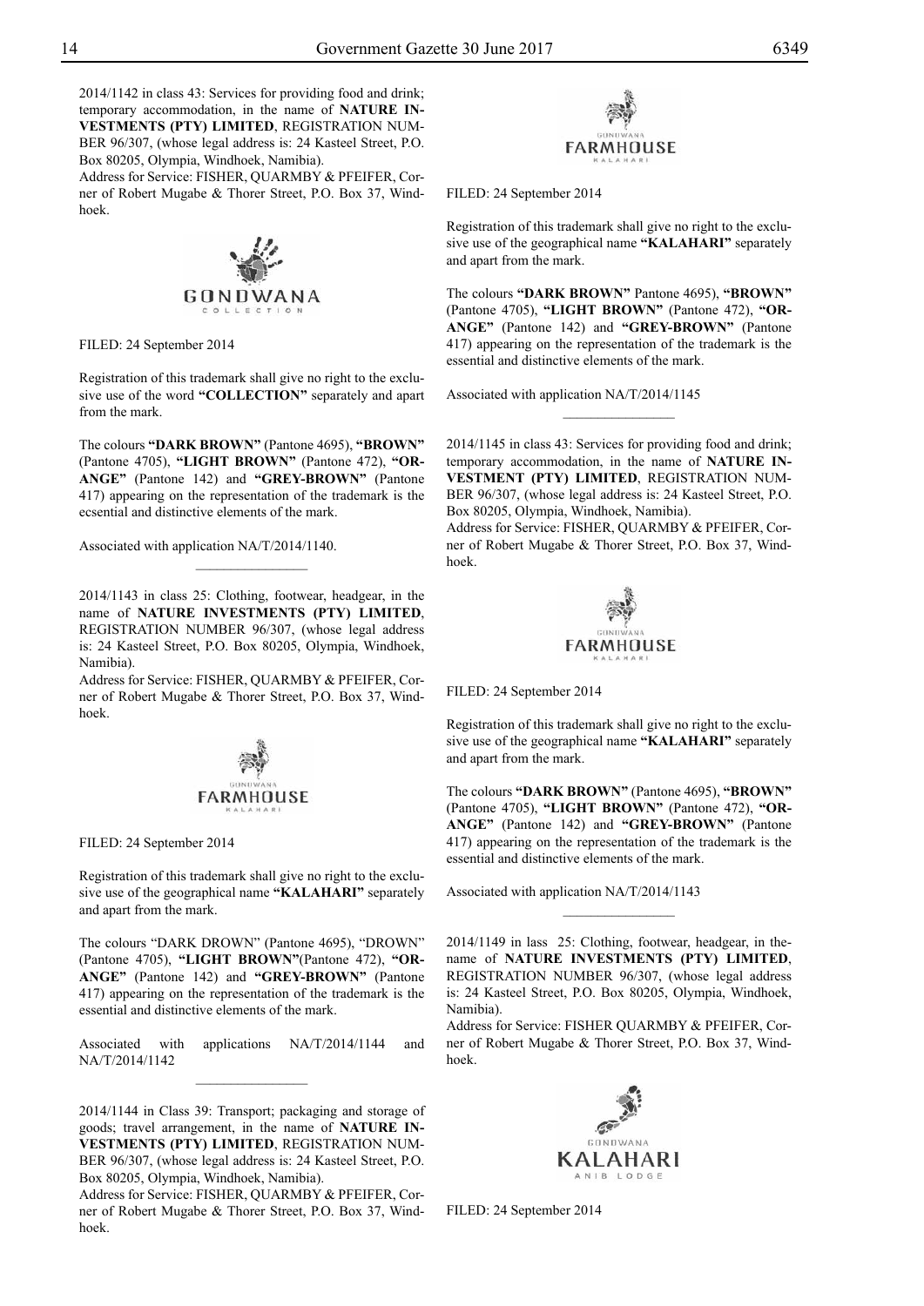2014/1142 in class 43: Services for providing food and drink; temporary accommodation, in the name of **NATURE INVESTMENTS (PTY) LIMITED**, REGISTRATION NUMBER 96/307, (whose legal address is: 24 Kasteel Street, P.O. Box 80205, Olympia, Windhoek, Namibia).

Address for Service: FISHER, QUARMBY & PFEIFER, Corner of Robert Mugabe & Thorer Street, P.O. Box 37, Windhoek.

GONDWANA
COLLECTION

FILED: 24 September 2014

Registration of this trademark shall give no right to the exclusive use of the word **"COLLECTION"** separately and apart from the mark.

The colours **"DARK BROWN"** (Pantone 4695), **"BROWN"** (Pantone 4705), **"LIGHT BROWN"** (Pantone 472), **"ORANGE"** (Pantone 142) and **"GREY-BROWN"** (Pantone 417) appearing on the representation of the trademark is the ecsential and distinctive elements of the mark.

Associated with application NA/T/2014/1140.

---

2014/1143 in class 25: Clothing, footwear, headgear, in the name of **NATURE INVESTMENTS (PTY) LIMITED**, REGISTRATION NUMBER 96/307, (whose legal address is: 24 Kasteel Street, P.O. Box 80205, Olympia, Windhoek, Namibia).

Address for Service: FISHER, QUARMBY & PFEIFER, Corner of Robert Mugabe & Thorer Street, P.O. Box 37, Windhoek.

GONDWANA
FARMHOUSE
KALAHARI

FILED: 24 September 2014

Registration of this trademark shall give no right to the exclusive use of the geographical name **"KALAHARI"** separately and apart from the mark.

The colours "DARK DROWN" (Pantone 4695), "DROWN" (Pantone 4705), **"LIGHT BROWN"**(Pantone 472), **"ORANGE"** (Pantone 142) and **"GREY-BROWN"** (Pantone 417) appearing on the representation of the trademark is the essential and distinctive elements of the mark.

Associated with applications NA/T/2014/1144 and NA/T/2014/1142

---

2014/1144 in Class 39: Transport; packaging and storage of goods; travel arrangement, in the name of **NATURE INVESTMENTS (PTY) LIMITED**, REGISTRATION NUMBER 96/307, (whose legal address is: 24 Kasteel Street, P.O. Box 80205, Olympia, Windhoek, Namibia).

Address for Service: FISHER, QUARMBY & PFEIFER, Corner of Robert Mugabe & Thorer Street, P.O. Box 37, Windhoek.

GONDWANA
FARMHOUSE
KALAHARI

FILED: 24 September 2014

Registration of this trademark shall give no right to the exclusive use of the geographical name **"KALAHARI"** separately and apart from the mark.

The colours **"DARK BROWN"** Pantone 4695), **"BROWN"** (Pantone 4705), **"LIGHT BROWN"** (Pantone 472), **"ORANGE"** (Pantone 142) and **"GREY-BROWN"** (Pantone 417) appearing on the representation of the trademark is the essential and distinctive elements of the mark.

Associated with application NA/T/2014/1145

---

2014/1145 in class 43: Services for providing food and drink; temporary accommodation, in the name of **NATURE INVESTMENT (PTY) LIMITED**, REGISTRATION NUMBER 96/307, (whose legal address is: 24 Kasteel Street, P.O. Box 80205, Olympia, Windhoek, Namibia).

Address for Service: FISHER, QUARMBY & PFEIFER, Corner of Robert Mugabe & Thorer Street, P.O. Box 37, Windhoek.

GONDWANA
FARMHOUSE
KALAHARI

FILED: 24 September 2014

Registration of this trademark shall give no right to the exclusive use of the geographical name **"KALAHARI"** separately and apart from the mark.

The colours **"DARK BROWN"** (Pantone 4695), **"BROWN"** (Pantone 4705), **"LIGHT BROWN"** (Pantone 472), **"ORANGE"** (Pantone 142) and **"GREY-BROWN"** (Pantone 417) appearing on the representation of the trademark is the essential and distinctive elements of the mark.

Associated with application NA/T/2014/1143

---

2014/1149 in lass 25: Clothing, footwear, headgear, in thename of **NATURE INVESTMENTS (PTY) LIMITED**, REGISTRATION NUMBER 96/307, (whose legal address is: 24 Kasteel Street, P.O. Box 80205, Olympia, Windhoek, Namibia).

Address for Service: FISHER QUARMBY & PFEIFER, Corner of Robert Mugabe & Thorer Street, P.O. Box 37, Windhoek.

GONDWANA
KALAHARI
ANIB LODGE

FILED: 24 September 2014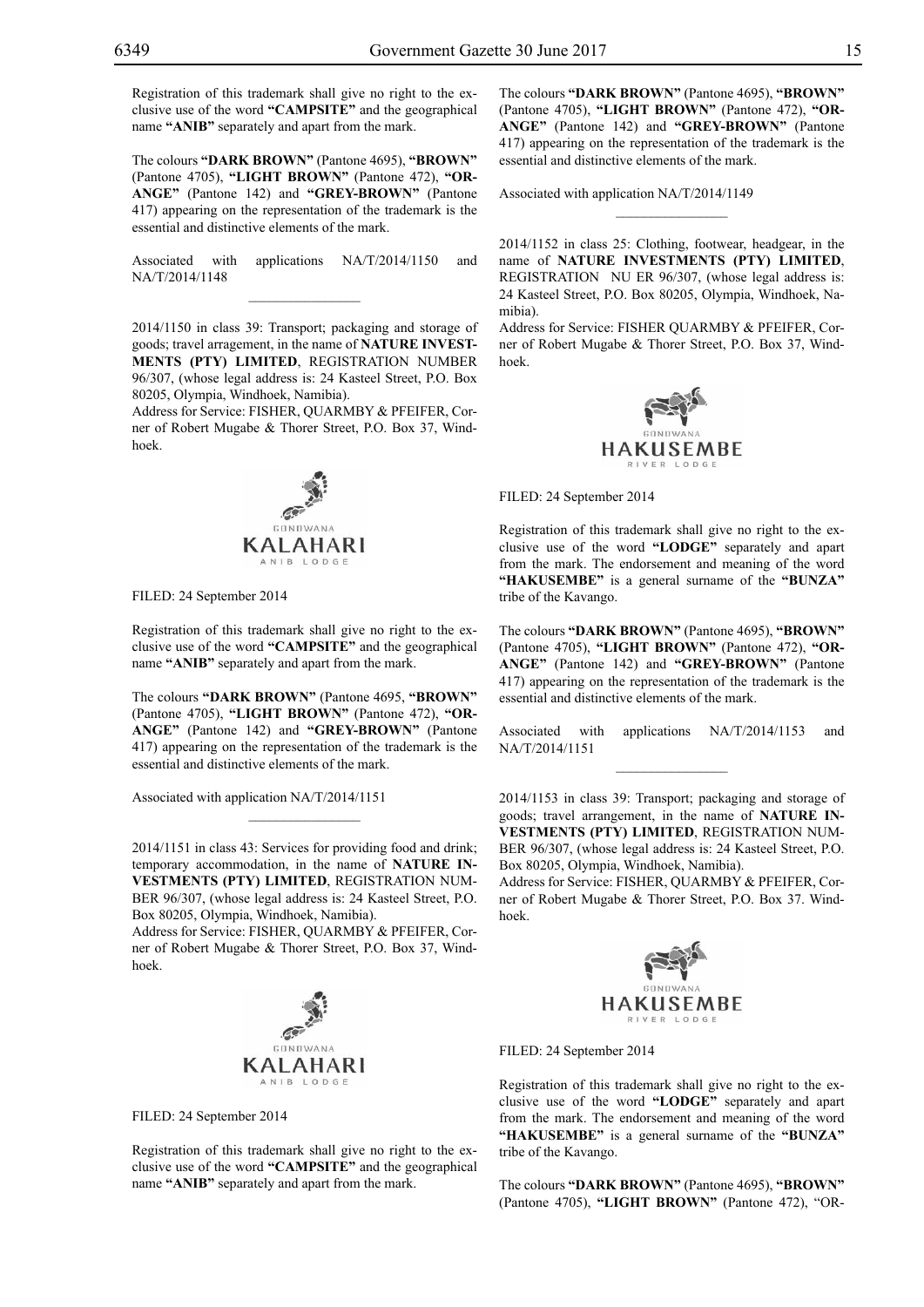Registration of this trademark shall give no right to the exclusive use of the word **"CAMPSITE"** and the geographical name **"ANIB"** separately and apart from the mark.

The colours **"DARK BROWN"** (Pantone 4695), **"BROWN"** (Pantone 4705), **"LIGHT BROWN"** (Pantone 472), **"ORANGE"** (Pantone 142) and **"GREY-BROWN"** (Pantone 417) appearing on the representation of the trademark is the essential and distinctive elements of the mark.

Associated with applications NA/T/2014/1150 and NA/T/2014/1148

\_\_\_\_\_\_\_\_\_\_\_\_\_\_\_\_

2014/1150 in class 39: Transport; packaging and storage of goods; travel arragement, in the name of **NATURE INVESTMENTS (PTY) LIMITED**, REGISTRATION NUMBER 96/307, (whose legal address is: 24 Kasteel Street, P.O. Box 80205, Olympia, Windhoek, Namibia).
Address for Service: FISHER, QUARMBY & PFEIFER, Corner of Robert Mugabe & Thorer Street, P.O. Box 37, Windhoek.

GONDWANA
KALAHARI
ANIB LODGE

FILED: 24 September 2014

Registration of this trademark shall give no right to the exclusive use of the word **"CAMPSITE"** and the geographical name **"ANIB"** separately and apart from the mark.

The colours **"DARK BROWN"** (Pantone 4695, **"BROWN"** (Pantone 4705), **"LIGHT BROWN"** (Pantone 472), **"ORANGE"** (Pantone 142) and **"GREY-BROWN"** (Pantone 417) appearing on the representation of the trademark is the essential and distinctive elements of the mark.

Associated with application NA/T/2014/1151

\_\_\_\_\_\_\_\_\_\_\_\_\_\_\_\_

2014/1151 in class 43: Services for providing food and drink; temporary accommodation, in the name of **NATURE INVESTMENTS (PTY) LIMITED**, REGISTRATION NUMBER 96/307, (whose legal address is: 24 Kasteel Street, P.O. Box 80205, Olympia, Windhoek, Namibia).
Address for Service: FISHER, QUARMBY & PFEIFER, Corner of Robert Mugabe & Thorer Street, P.O. Box 37, Windhoek.

GONDWANA
KALAHARI
ANIB LODGE

FILED: 24 September 2014

Registration of this trademark shall give no right to the exclusive use of the word **"CAMPSITE"** and the geographical name **"ANIB"** separately and apart from the mark.

The colours **"DARK BROWN"** (Pantone 4695), **"BROWN"** (Pantone 4705), **"LIGHT BROWN"** (Pantone 472), **"ORANGE"** (Pantone 142) and **"GREY-BROWN"** (Pantone 417) appearing on the representation of the trademark is the essential and distinctive elements of the mark.

Associated with application NA/T/2014/1149

\_\_\_\_\_\_\_\_\_\_\_\_\_\_\_\_

2014/1152 in class 25: Clothing, footwear, headgear, in the name of **NATURE INVESTMENTS (PTY) LIMITED**, REGISTRATION NU ER 96/307, (whose legal address is: 24 Kasteel Street, P.O. Box 80205, Olympia, Windhoek, Namibia).
Address for Service: FISHER QUARMBY & PFEIFER, Corner of Robert Mugabe & Thorer Street, P.O. Box 37, Windhoek.

GONDWANA
HAKUSEMBE
RIVER LODGE

FILED: 24 September 2014

Registration of this trademark shall give no right to the exclusive use of the word **"LODGE"** separately and apart from the mark. The endorsement and meaning of the word **"HAKUSEMBE"** is a general surname of the **"BUNZA"** tribe of the Kavango.

The colours **"DARK BROWN"** (Pantone 4695), **"BROWN"** (Pantone 4705), **"LIGHT BROWN"** (Pantone 472), **"ORANGE"** (Pantone 142) and **"GREY-BROWN"** (Pantone 417) appearing on the representation of the trademark is the essential and distinctive elements of the mark.

Associated with applications NA/T/2014/1153 and NA/T/2014/1151

\_\_\_\_\_\_\_\_\_\_\_\_\_\_\_\_

2014/1153 in class 39: Transport; packaging and storage of goods; travel arrangement, in the name of **NATURE INVESTMENTS (PTY) LIMITED**, REGISTRATION NUMBER 96/307, (whose legal address is: 24 Kasteel Street, P.O. Box 80205, Olympia, Windhoek, Namibia).
Address for Service: FISHER, QUARMBY & PFEIFER, Corner of Robert Mugabe & Thorer Street, P.O. Box 37. Windhoek.

GONDWANA
HAKUSEMBE
RIVER LODGE

FILED: 24 September 2014

Registration of this trademark shall give no right to the exclusive use of the word **"LODGE"** separately and apart from the mark. The endorsement and meaning of the word **"HAKUSEMBE"** is a general surname of the **"BUNZA"** tribe of the Kavango.

The colours **"DARK BROWN"** (Pantone 4695), **"BROWN"** (Pantone 4705), **"LIGHT BROWN"** (Pantone 472), "OR-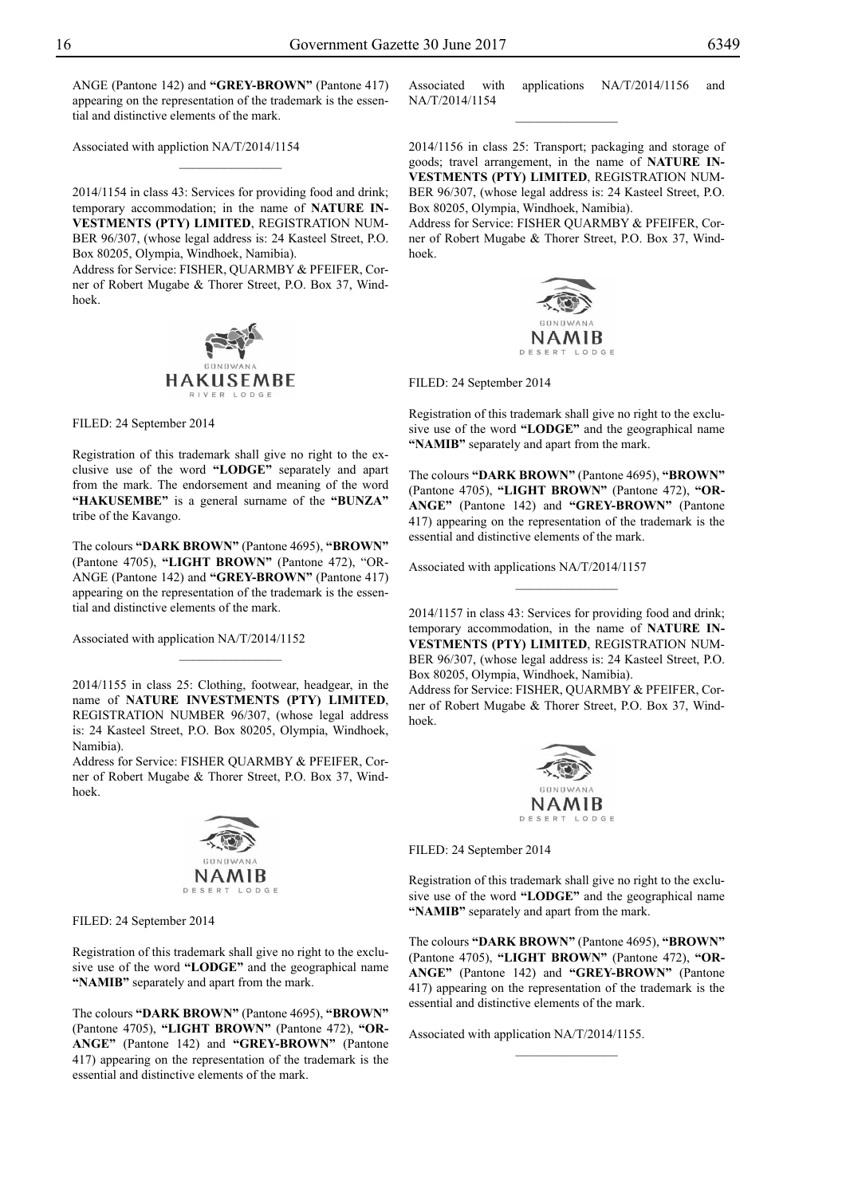ANGE (Pantone 142) and **"GREY-BROWN"** (Pantone 417) appearing on the representation of the trademark is the essential and distinctive elements of the mark.

Associated with appliction NA/T/2014/1154

________________

2014/1154 in class 43: Services for providing food and drink; temporary accommodation; in the name of **NATURE INVESTMENTS (PTY) LIMITED**, REGISTRATION NUMBER 96/307, (whose legal address is: 24 Kasteel Street, P.O. Box 80205, Olympia, Windhoek, Namibia).

Address for Service: FISHER, QUARMBY & PFEIFER, Corner of Robert Mugabe & Thorer Street, P.O. Box 37, Windhoek.

GONDWANA
HAKUSEMBE
RIVER LODGE

FILED: 24 September 2014

Registration of this trademark shall give no right to the exclusive use of the word **"LODGE"** separately and apart from the mark. The endorsement and meaning of the word **"HAKUSEMBE"** is a general surname of the **"BUNZA"** tribe of the Kavango.

The colours **"DARK BROWN"** (Pantone 4695), **"BROWN"** (Pantone 4705), **"LIGHT BROWN"** (Pantone 472), "ORANGE (Pantone 142) and **"GREY-BROWN"** (Pantone 417) appearing on the representation of the trademark is the essential and distinctive elements of the mark.

Associated with application NA/T/2014/1152

________________

2014/1155 in class 25: Clothing, footwear, headgear, in the name of **NATURE INVESTMENTS (PTY) LIMITED**, REGISTRATION NUMBER 96/307, (whose legal address is: 24 Kasteel Street, P.O. Box 80205, Olympia, Windhoek, Namibia).

Address for Service: FISHER QUARMBY & PFEIFER, Corner of Robert Mugabe & Thorer Street, P.O. Box 37, Windhoek.

GONDWANA
NAMIB
DESERT LODGE

FILED: 24 September 2014

Registration of this trademark shall give no right to the exclusive use of the word **"LODGE"** and the geographical name **"NAMIB"** separately and apart from the mark.

The colours **"DARK BROWN"** (Pantone 4695), **"BROWN"** (Pantone 4705), **"LIGHT BROWN"** (Pantone 472), **"ORANGE"** (Pantone 142) and **"GREY-BROWN"** (Pantone 417) appearing on the representation of the trademark is the essential and distinctive elements of the mark.

Associated with applications NA/T/2014/1156 and NA/T/2014/1154

________________

2014/1156 in class 25: Transport; packaging and storage of goods; travel arrangement, in the name of **NATURE INVESTMENTS (PTY) LIMITED**, REGISTRATION NUMBER 96/307, (whose legal address is: 24 Kasteel Street, P.O. Box 80205, Olympia, Windhoek, Namibia).

Address for Service: FISHER QUARMBY & PFEIFER, Corner of Robert Mugabe & Thorer Street, P.O. Box 37, Windhoek.

GONDWANA
NAMIB
DESERT LODGE

FILED: 24 September 2014

Registration of this trademark shall give no right to the exclusive use of the word **"LODGE"** and the geographical name **"NAMIB"** separately and apart from the mark.

The colours **"DARK BROWN"** (Pantone 4695), **"BROWN"** (Pantone 4705), **"LIGHT BROWN"** (Pantone 472), **"ORANGE"** (Pantone 142) and **"GREY-BROWN"** (Pantone 417) appearing on the representation of the trademark is the essential and distinctive elements of the mark.

Associated with applications NA/T/2014/1157

________________

2014/1157 in class 43: Services for providing food and drink; temporary accommodation, in the name of **NATURE INVESTMENTS (PTY) LIMITED**, REGISTRATION NUMBER 96/307, (whose legal address is: 24 Kasteel Street, P.O. Box 80205, Olympia, Windhoek, Namibia).

Address for Service: FISHER, QUARMBY & PFEIFER, Corner of Robert Mugabe & Thorer Street, P.O. Box 37, Windhoek.

GONDWANA
NAMIB
DESERT LODGE

FILED: 24 September 2014

Registration of this trademark shall give no right to the exclusive use of the word **"LODGE"** and the geographical name **"NAMIB"** separately and apart from the mark.

The colours **"DARK BROWN"** (Pantone 4695), **"BROWN"** (Pantone 4705), **"LIGHT BROWN"** (Pantone 472), **"ORANGE"** (Pantone 142) and **"GREY-BROWN"** (Pantone 417) appearing on the representation of the trademark is the essential and distinctive elements of the mark.

Associated with application NA/T/2014/1155.

________________